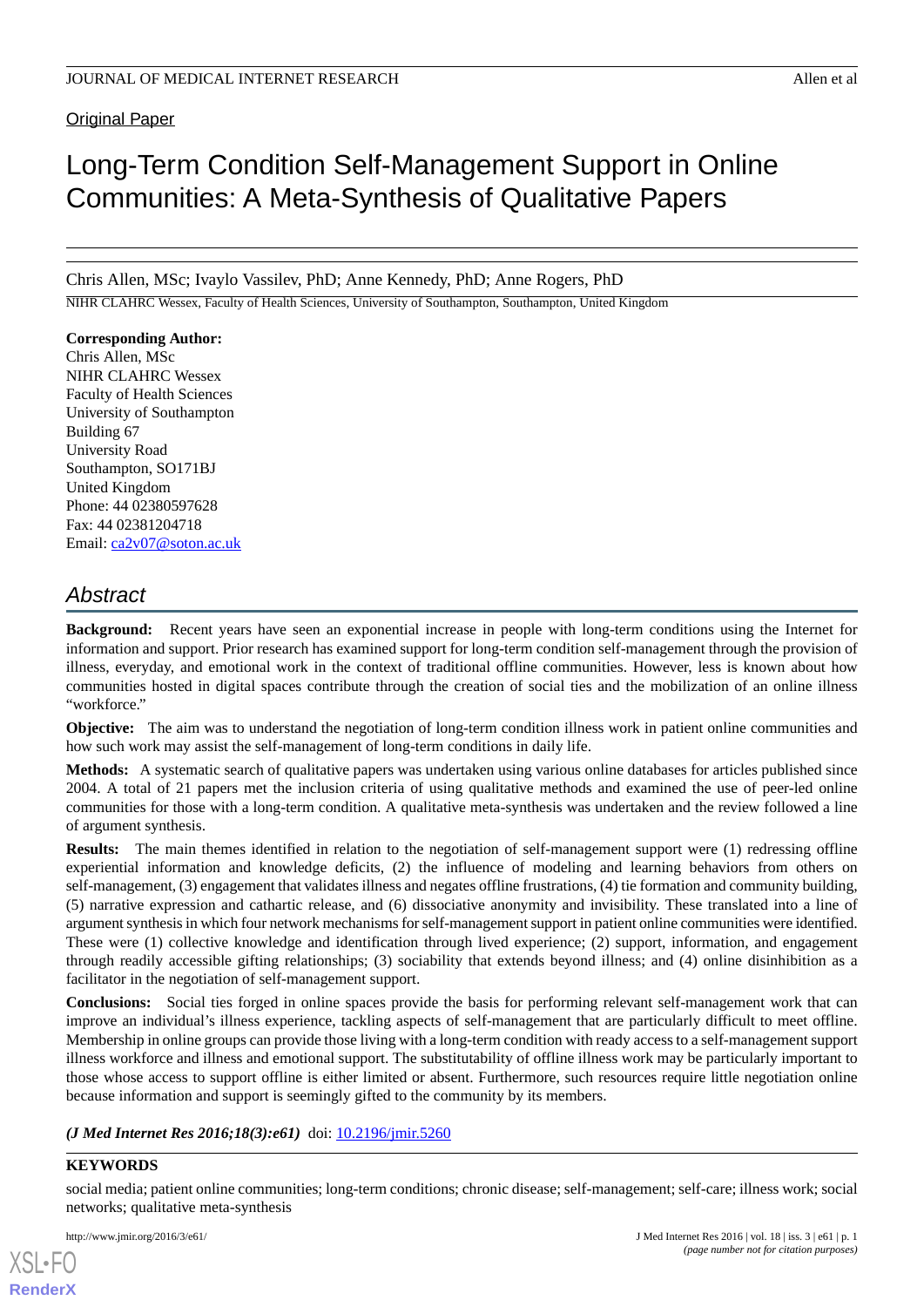Original Paper

# Long-Term Condition Self-Management Support in Online Communities: A Meta-Synthesis of Qualitative Papers

Chris Allen, MSc; Ivaylo Vassilev, PhD; Anne Kennedy, PhD; Anne Rogers, PhD

NIHR CLAHRC Wessex, Faculty of Health Sciences, University of Southampton, Southampton, United Kingdom

**Corresponding Author:**
Chris Allen, MSc
NIHR CLAHRC Wessex
Faculty of Health Sciences
University of Southampton
Building 67
University Road
Southampton, SO171BJ
United Kingdom
Phone: 44 02380597628
Fax: 44 02381204718
Email: ca2v07@soton.ac.uk

## Abstract

**Background:** Recent years have seen an exponential increase in people with long-term conditions using the Internet for information and support. Prior research has examined support for long-term condition self-management through the provision of illness, everyday, and emotional work in the context of traditional offline communities. However, less is known about how communities hosted in digital spaces contribute through the creation of social ties and the mobilization of an online illness "workforce."

**Objective:** The aim was to understand the negotiation of long-term condition illness work in patient online communities and how such work may assist the self-management of long-term conditions in daily life.

**Methods:** A systematic search of qualitative papers was undertaken using various online databases for articles published since 2004. A total of 21 papers met the inclusion criteria of using qualitative methods and examined the use of peer-led online communities for those with a long-term condition. A qualitative meta-synthesis was undertaken and the review followed a line of argument synthesis.

**Results:** The main themes identified in relation to the negotiation of self-management support were (1) redressing offline experiential information and knowledge deficits, (2) the influence of modeling and learning behaviors from others on self-management, (3) engagement that validates illness and negates offline frustrations, (4) tie formation and community building, (5) narrative expression and cathartic release, and (6) dissociative anonymity and invisibility. These translated into a line of argument synthesis in which four network mechanisms for self-management support in patient online communities were identified. These were (1) collective knowledge and identification through lived experience; (2) support, information, and engagement through readily accessible gifting relationships; (3) sociability that extends beyond illness; and (4) online disinhibition as a facilitator in the negotiation of self-management support.

**Conclusions:** Social ties forged in online spaces provide the basis for performing relevant self-management work that can improve an individual's illness experience, tackling aspects of self-management that are particularly difficult to meet offline. Membership in online groups can provide those living with a long-term condition with ready access to a self-management support illness workforce and illness and emotional support. The substitutability of offline illness work may be particularly important to those whose access to support offline is either limited or absent. Furthermore, such resources require little negotiation online because information and support is seemingly gifted to the community by its members.

***(J Med Internet Res 2016;18(3):e61)*** doi: 10.2196/jmir.5260

**KEYWORDS**

social media; patient online communities; long-term conditions; chronic disease; self-management; self-care; illness work; social networks; qualitative meta-synthesis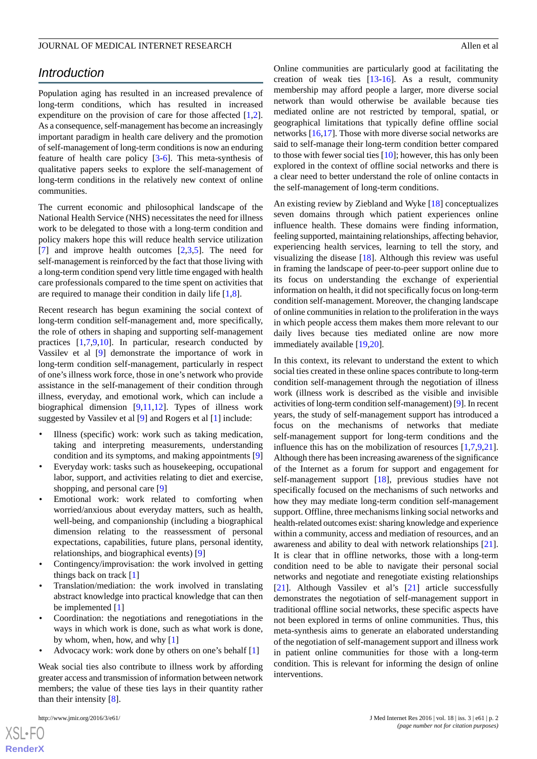## Introduction

Population aging has resulted in an increased prevalence of long-term conditions, which has resulted in increased expenditure on the provision of care for those affected [1,2]. As a consequence, self-management has become an increasingly important paradigm in health care delivery and the promotion of self-management of long-term conditions is now an enduring feature of health care policy [3-6]. This meta-synthesis of qualitative papers seeks to explore the self-management of long-term conditions in the relatively new context of online communities.

The current economic and philosophical landscape of the National Health Service (NHS) necessitates the need for illness work to be delegated to those with a long-term condition and policy makers hope this will reduce health service utilization [7] and improve health outcomes [2,3,5]. The need for self-management is reinforced by the fact that those living with a long-term condition spend very little time engaged with health care professionals compared to the time spent on activities that are required to manage their condition in daily life [1,8].

Recent research has begun examining the social context of long-term condition self-management and, more specifically, the role of others in shaping and supporting self-management practices [1,7,9,10]. In particular, research conducted by Vassilev et al [9] demonstrate the importance of work in long-term condition self-management, particularly in respect of one's illness work force, those in one's network who provide assistance in the self-management of their condition through illness, everyday, and emotional work, which can include a biographical dimension [9,11,12]. Types of illness work suggested by Vassilev et al [9] and Rogers et al [1] include:

- Illness (specific) work: work such as taking medication, taking and interpreting measurements, understanding condition and its symptoms, and making appointments [9]
- Everyday work: tasks such as housekeeping, occupational labor, support, and activities relating to diet and exercise, shopping, and personal care [9]
- Emotional work: work related to comforting when worried/anxious about everyday matters, such as health, well-being, and companionship (including a biographical dimension relating to the reassessment of personal expectations, capabilities, future plans, personal identity, relationships, and biographical events) [9]
- Contingency/improvisation: the work involved in getting things back on track [1]
- Translation/mediation: the work involved in translating abstract knowledge into practical knowledge that can then be implemented [1]
- Coordination: the negotiations and renegotiations in the ways in which work is done, such as what work is done, by whom, when, how, and why [1]
- Advocacy work: work done by others on one's behalf [1]

Weak social ties also contribute to illness work by affording greater access and transmission of information between network members; the value of these ties lays in their quantity rather than their intensity [8].

Online communities are particularly good at facilitating the creation of weak ties [13-16]. As a result, community membership may afford people a larger, more diverse social network than would otherwise be available because ties mediated online are not restricted by temporal, spatial, or geographical limitations that typically define offline social networks [16,17]. Those with more diverse social networks are said to self-manage their long-term condition better compared to those with fewer social ties [10]; however, this has only been explored in the context of offline social networks and there is a clear need to better understand the role of online contacts in the self-management of long-term conditions.

An existing review by Ziebland and Wyke [18] conceptualizes seven domains through which patient experiences online influence health. These domains were finding information, feeling supported, maintaining relationships, affecting behavior, experiencing health services, learning to tell the story, and visualizing the disease [18]. Although this review was useful in framing the landscape of peer-to-peer support online due to its focus on understanding the exchange of experiential information on health, it did not specifically focus on long-term condition self-management. Moreover, the changing landscape of online communities in relation to the proliferation in the ways in which people access them makes them more relevant to our daily lives because ties mediated online are now more immediately available [19,20].

In this context, its relevant to understand the extent to which social ties created in these online spaces contribute to long-term condition self-management through the negotiation of illness work (illness work is described as the visible and invisible activities of long-term condition self-management) [9]. In recent years, the study of self-management support has introduced a focus on the mechanisms of networks that mediate self-management support for long-term conditions and the influence this has on the mobilization of resources [1,7,9,21]. Although there has been increasing awareness of the significance of the Internet as a forum for support and engagement for self-management support [18], previous studies have not specifically focused on the mechanisms of such networks and how they may mediate long-term condition self-management support. Offline, three mechanisms linking social networks and health-related outcomes exist: sharing knowledge and experience within a community, access and mediation of resources, and an awareness and ability to deal with network relationships [21]. It is clear that in offline networks, those with a long-term condition need to be able to navigate their personal social networks and negotiate and renegotiate existing relationships [21]. Although Vassilev et al's [21] article successfully demonstrates the negotiation of self-management support in traditional offline social networks, these specific aspects have not been explored in terms of online communities. Thus, this meta-synthesis aims to generate an elaborated understanding of the negotiation of self-management support and illness work in patient online communities for those with a long-term condition. This is relevant for informing the design of online interventions.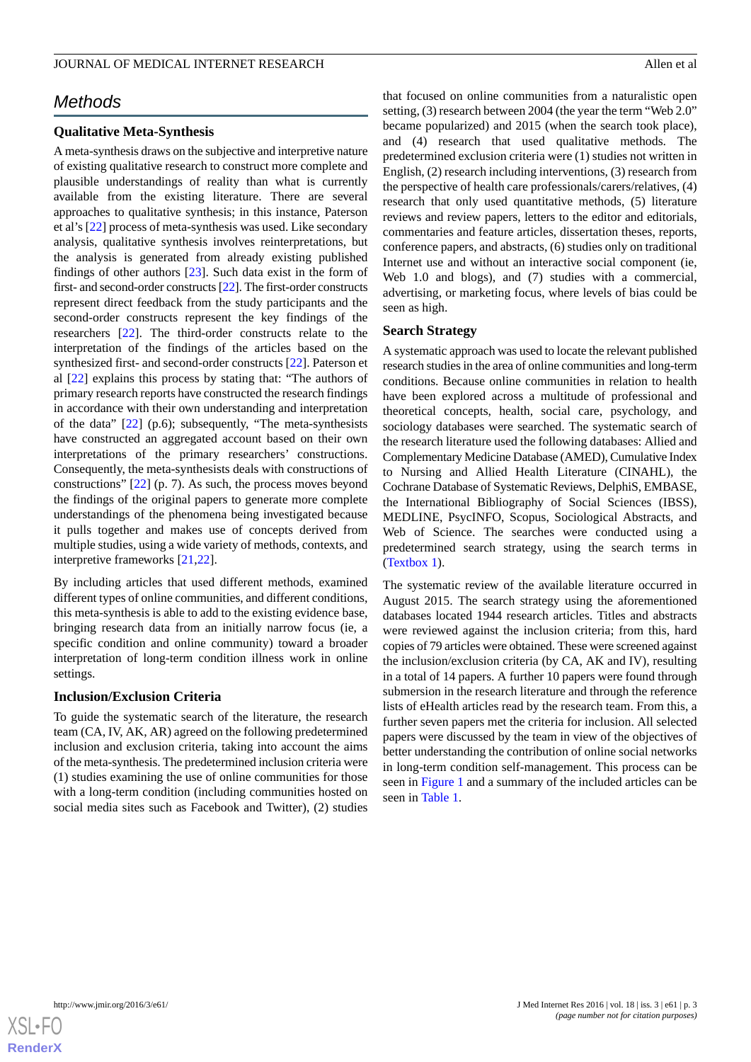## Methods

### Qualitative Meta-Synthesis

A meta-synthesis draws on the subjective and interpretive nature of existing qualitative research to construct more complete and plausible understandings of reality than what is currently available from the existing literature. There are several approaches to qualitative synthesis; in this instance, Paterson et al's [22] process of meta-synthesis was used. Like secondary analysis, qualitative synthesis involves reinterpretations, but the analysis is generated from already existing published findings of other authors [23]. Such data exist in the form of first- and second-order constructs [22]. The first-order constructs represent direct feedback from the study participants and the second-order constructs represent the key findings of the researchers [22]. The third-order constructs relate to the interpretation of the findings of the articles based on the synthesized first- and second-order constructs [22]. Paterson et al [22] explains this process by stating that: "The authors of primary research reports have constructed the research findings in accordance with their own understanding and interpretation of the data" [22] (p.6); subsequently, "The meta-synthesists have constructed an aggregated account based on their own interpretations of the primary researchers' constructions. Consequently, the meta-synthesists deals with constructions of constructions" [22] (p. 7). As such, the process moves beyond the findings of the original papers to generate more complete understandings of the phenomena being investigated because it pulls together and makes use of concepts derived from multiple studies, using a wide variety of methods, contexts, and interpretive frameworks [21,22].

By including articles that used different methods, examined different types of online communities, and different conditions, this meta-synthesis is able to add to the existing evidence base, bringing research data from an initially narrow focus (ie, a specific condition and online community) toward a broader interpretation of long-term condition illness work in online settings.

### Inclusion/Exclusion Criteria

To guide the systematic search of the literature, the research team (CA, IV, AK, AR) agreed on the following predetermined inclusion and exclusion criteria, taking into account the aims of the meta-synthesis. The predetermined inclusion criteria were (1) studies examining the use of online communities for those with a long-term condition (including communities hosted on social media sites such as Facebook and Twitter), (2) studies that focused on online communities from a naturalistic open setting, (3) research between 2004 (the year the term "Web 2.0" became popularized) and 2015 (when the search took place), and (4) research that used qualitative methods. The predetermined exclusion criteria were (1) studies not written in English, (2) research including interventions, (3) research from the perspective of health care professionals/carers/relatives, (4) research that only used quantitative methods, (5) literature reviews and review papers, letters to the editor and editorials, commentaries and feature articles, dissertation theses, reports, conference papers, and abstracts, (6) studies only on traditional Internet use and without an interactive social component (ie, Web 1.0 and blogs), and (7) studies with a commercial, advertising, or marketing focus, where levels of bias could be seen as high.

### Search Strategy

A systematic approach was used to locate the relevant published research studies in the area of online communities and long-term conditions. Because online communities in relation to health have been explored across a multitude of professional and theoretical concepts, health, social care, psychology, and sociology databases were searched. The systematic search of the research literature used the following databases: Allied and Complementary Medicine Database (AMED), Cumulative Index to Nursing and Allied Health Literature (CINAHL), the Cochrane Database of Systematic Reviews, DelphiS, EMBASE, the International Bibliography of Social Sciences (IBSS), MEDLINE, PsycINFO, Scopus, Sociological Abstracts, and Web of Science. The searches were conducted using a predetermined search strategy, using the search terms in (Textbox 1).

The systematic review of the available literature occurred in August 2015. The search strategy using the aforementioned databases located 1944 research articles. Titles and abstracts were reviewed against the inclusion criteria; from this, hard copies of 79 articles were obtained. These were screened against the inclusion/exclusion criteria (by CA, AK and IV), resulting in a total of 14 papers. A further 10 papers were found through submission in the research literature and through the reference lists of eHealth articles read by the research team. From this, a further seven papers met the criteria for inclusion. All selected papers were discussed by the team in view of the objectives of better understanding the contribution of online social networks in long-term condition self-management. This process can be seen in Figure 1 and a summary of the included articles can be seen in Table 1.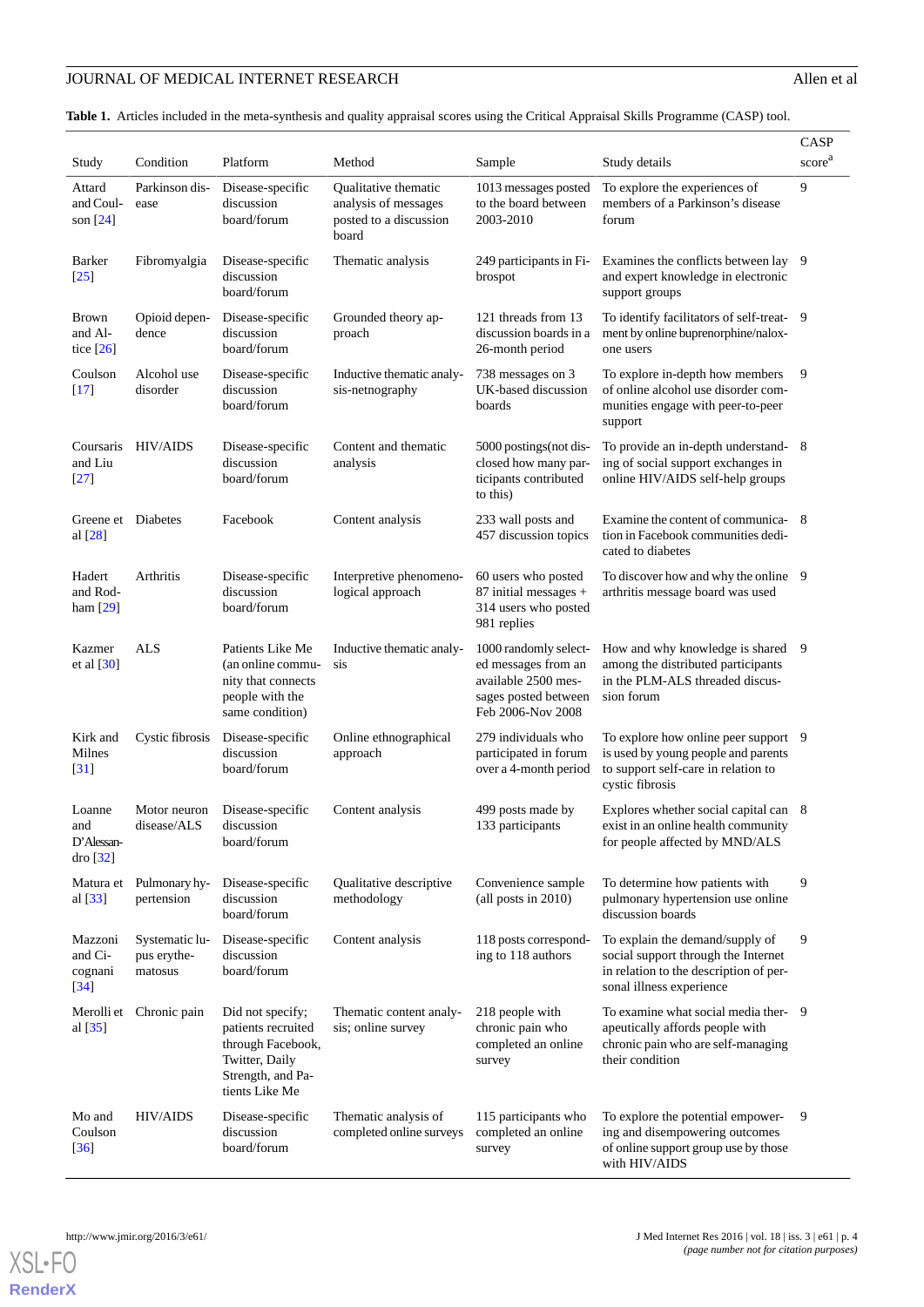**Table 1.** Articles included in the meta-synthesis and quality appraisal scores using the Critical Appraisal Skills Programme (CASP) tool.

| Study | Condition | Platform | Method | Sample | Study details | CASP score[a] |
|---|---|---|---|---|---|---|
| Attard and Coulson [24] | Parkinson disease | Disease-specific discussion board/forum | Qualitative thematic analysis of messages posted to a discussion board | 1013 messages posted to the board between 2003-2010 | To explore the experiences of members of a Parkinson's disease forum | 9 |
| Barker [25] | Fibromyalgia | Disease-specific discussion board/forum | Thematic analysis | 249 participants in Fibrospot | Examines the conflicts between lay and expert knowledge in electronic support groups | 9 |
| Brown and Altice [26] | Opioid dependence | Disease-specific discussion board/forum | Grounded theory approach | 121 threads from 13 discussion boards in a 26-month period | To identify facilitators of self-treatment by online buprenorphine/naloxone users | 9 |
| Coulson [17] | Alcohol use disorder | Disease-specific discussion board/forum | Inductive thematic analysis-netnography | 738 messages on 3 UK-based discussion boards | To explore in-depth how members of online alcohol use disorder communities engage with peer-to-peer support | 9 |
| Coursaris and Liu [27] | HIV/AIDS | Disease-specific discussion board/forum | Content and thematic analysis | 5000 postings(not disclosed how many participants contributed to this) | To provide an in-depth understanding of social support exchanges in online HIV/AIDS self-help groups | 8 |
| Greene et al [28] | Diabetes | Facebook | Content analysis | 233 wall posts and 457 discussion topics | Examine the content of communication in Facebook communities dedicated to diabetes | 8 |
| Hadert and Rodham [29] | Arthritis | Disease-specific discussion board/forum | Interpretive phenomenological approach | 60 users who posted 87 initial messages + 314 users who posted 981 replies | To discover how and why the online arthritis message board was used | 9 |
| Kazmer et al [30] | ALS | Patients Like Me (an online community that connects people with the same condition) | Inductive thematic analysis | 1000 randomly selected messages from an available 2500 messages posted between Feb 2006-Nov 2008 | How and why knowledge is shared among the distributed participants in the PLM-ALS threaded discussion forum | 9 |
| Kirk and Milnes [31] | Cystic fibrosis | Disease-specific discussion board/forum | Online ethnographical approach | 279 individuals who participated in forum over a 4-month period | To explore how online peer support is used by young people and parents to support self-care in relation to cystic fibrosis | 9 |
| Loanne and D'Alessandro [32] | Motor neuron disease/ALS | Disease-specific discussion board/forum | Content analysis | 499 posts made by 133 participants | Explores whether social capital can exist in an online health community for people affected by MND/ALS | 8 |
| Matura et al [33] | Pulmonary hypertension | Disease-specific discussion board/forum | Qualitative descriptive methodology | Convenience sample (all posts in 2010) | To determine how patients with pulmonary hypertension use online discussion boards | 9 |
| Mazzoni and Cicognani [34] | Systematic lupus erythematosus | Disease-specific discussion board/forum | Content analysis | 118 posts corresponding to 118 authors | To explain the demand/supply of social support through the Internet in relation to the description of personal illness experience | 9 |
| Merolli et al [35] | Chronic pain | Did not specify; patients recruited through Facebook, Twitter, Daily Strength, and Patients Like Me | Thematic content analysis; online survey | 218 people with chronic pain who completed an online survey | To examine what social media therapeutically affords people with chronic pain who are self-managing their condition | 9 |
| Mo and Coulson [36] | HIV/AIDS | Disease-specific discussion board/forum | Thematic analysis of completed online surveys | 115 participants who completed an online survey | To explore the potential empowering and disempowering outcomes of online support group use by those with HIV/AIDS | 9 |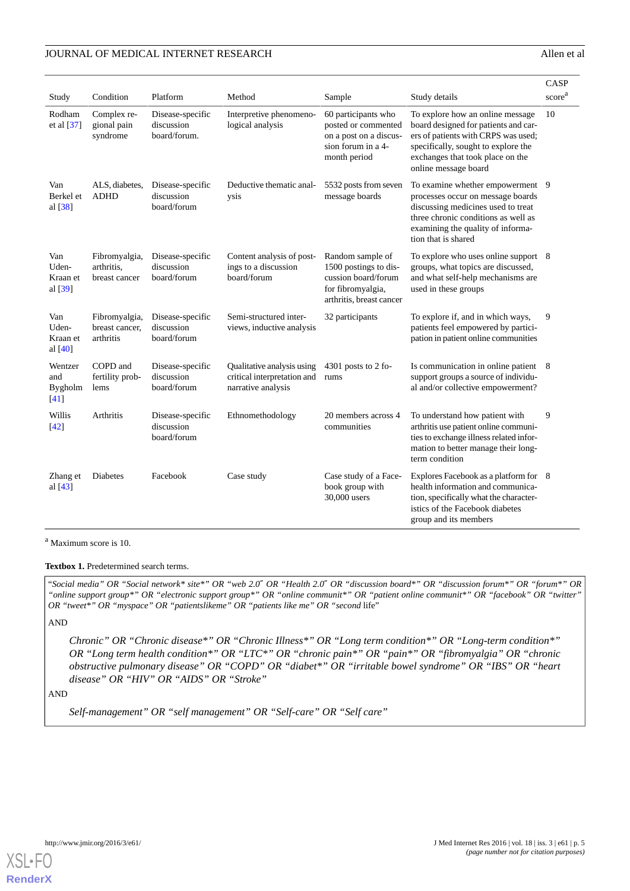| Study | Condition | Platform | Method | Sample | Study details | CASP score[a] |
| --- | --- | --- | --- | --- | --- | --- |
| Rodham et al [37] | Complex regional pain syndrome | Disease-specific discussion board/forum. | Interpretive phenomenological analysis | 60 participants who posted or commented on a post on a discussion forum in a 4-month period | To explore how an online message board designed for patients and carers of patients with CRPS was used; specifically, sought to explore the exchanges that took place on the online message board | 10 |
| Van Berkel et al [38] | ALS, diabetes, ADHD | Disease-specific discussion board/forum | Deductive thematic analysis | 5532 posts from seven message boards | To examine whether empowerment processes occur on message boards discussing medicines used to treat three chronic conditions as well as examining the quality of information that is shared | 9 |
| Van Uden-Kraan et al [39] | Fibromyalgia, arthritis, breast cancer | Disease-specific discussion board/forum | Content analysis of postings to a discussion board/forum | Random sample of 1500 postings to discussion board/forum for fibromyalgia, arthritis, breast cancer | To explore who uses online support groups, what topics are discussed, and what self-help mechanisms are used in these groups | 8 |
| Van Uden-Kraan et al [40] | Fibromyalgia, breast cancer, arthritis | Disease-specific discussion board/forum | Semi-structured interviews, inductive analysis | 32 participants | To explore if, and in which ways, patients feel empowered by participation in patient online communities | 9 |
| Wentzer and Bygholm [41] | COPD and fertility problems | Disease-specific discussion board/forum | Qualitative analysis using critical interpretation and narrative analysis | 4301 posts to 2 forums | Is communication in online patient support groups a source of individual and/or collective empowerment? | 8 |
| Willis [42] | Arthritis | Disease-specific discussion board/forum | Ethnomethodology | 20 members across 4 communities | To understand how patient with arthritis use patient online communities to exchange illness related information to better manage their long-term condition | 9 |
| Zhang et al [43] | Diabetes | Facebook | Case study | Case study of a Facebook group with 30,000 users | Explores Facebook as a platform for health information and communication, specifically what the characteristics of the Facebook diabetes group and its members | 8 |

[a] Maximum score is 10.

**Textbox 1.** Predetermined search terms.

*"Social media" OR "Social network\* site\*" OR "web 2.0″ OR "Health 2.0″ OR "discussion board\*" OR "discussion forum\*" OR "forum\*" OR "online support group\*" OR "electronic support group\*" OR "online communit\*" OR "patient online communit\*" OR "facebook" OR "twitter" OR "tweet\*" OR "myspace" OR "patientslikeme" OR "patients like me" OR "second* life"

AND

*Chronic" OR "Chronic disease\*" OR "Chronic Illness\*" OR "Long term condition\*" OR "Long-term condition\*" OR "Long term health condition\*" OR "LTC\*" OR "chronic pain\*" OR "pain\*" OR "fibromyalgia" OR "chronic obstructive pulmonary disease" OR "COPD" OR "diabet\*" OR "irritable bowel syndrome" OR "IBS" OR "heart disease" OR "HIV" OR "AIDS" OR "Stroke"*

AND

*Self-management" OR "self management" OR "Self-care" OR "Self care"*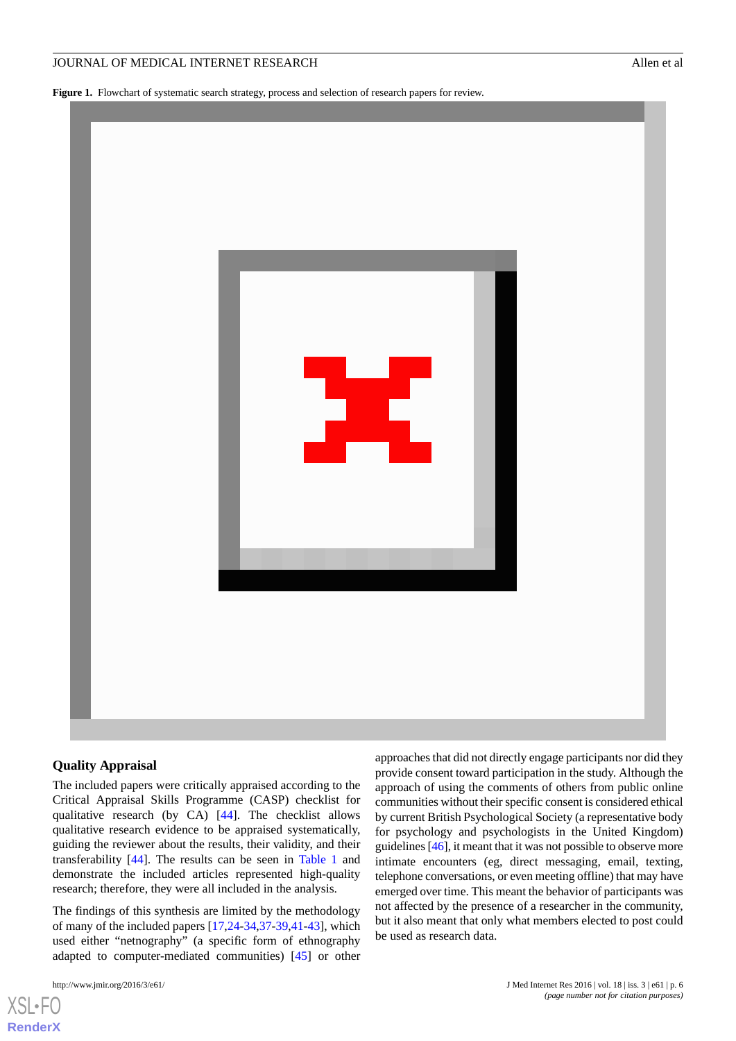**Figure 1.** Flowchart of systematic search strategy, process and selection of research papers for review.

## Quality Appraisal

The included papers were critically appraised according to the Critical Appraisal Skills Programme (CASP) checklist for qualitative research (by CA) [44]. The checklist allows qualitative research evidence to be appraised systematically, guiding the reviewer about the results, their validity, and their transferability [44]. The results can be seen in Table 1 and demonstrate the included articles represented high-quality research; therefore, they were all included in the analysis.

The findings of this synthesis are limited by the methodology of many of the included papers [17,24-34,37-39,41-43], which used either "netnography" (a specific form of ethnography adapted to computer-mediated communities) [45] or other approaches that did not directly engage participants nor did they provide consent toward participation in the study. Although the approach of using the comments of others from public online communities without their specific consent is considered ethical by current British Psychological Society (a representative body for psychology and psychologists in the United Kingdom) guidelines [46], it meant that it was not possible to observe more intimate encounters (eg, direct messaging, email, texting, telephone conversations, or even meeting offline) that may have emerged over time. This meant the behavior of participants was not affected by the presence of a researcher in the community, but it also meant that only what members elected to post could be used as research data.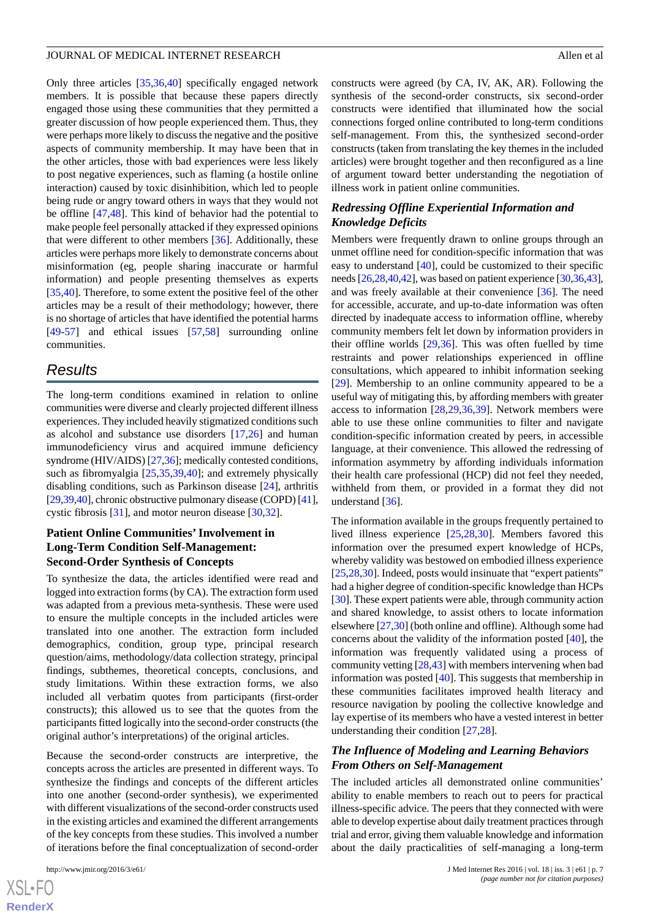Only three articles [35,36,40] specifically engaged network members. It is possible that because these papers directly engaged those using these communities that they permitted a greater discussion of how people experienced them. Thus, they were perhaps more likely to discuss the negative and the positive aspects of community membership. It may have been that in the other articles, those with bad experiences were less likely to post negative experiences, such as flaming (a hostile online interaction) caused by toxic disinhibition, which led to people being rude or angry toward others in ways that they would not be offline [47,48]. This kind of behavior had the potential to make people feel personally attacked if they expressed opinions that were different to other members [36]. Additionally, these articles were perhaps more likely to demonstrate concerns about misinformation (eg, people sharing inaccurate or harmful information) and people presenting themselves as experts [35,40]. Therefore, to some extent the positive feel of the other articles may be a result of their methodology; however, there is no shortage of articles that have identified the potential harms [49-57] and ethical issues [57,58] surrounding online communities.

## Results

The long-term conditions examined in relation to online communities were diverse and clearly projected different illness experiences. They included heavily stigmatized conditions such as alcohol and substance use disorders [17,26] and human immunodeficiency virus and acquired immune deficiency syndrome (HIV/AIDS) [27,36]; medically contested conditions, such as fibromyalgia [25,35,39,40]; and extremely physically disabling conditions, such as Parkinson disease [24], arthritis [29,39,40], chronic obstructive pulmonary disease (COPD) [41], cystic fibrosis [31], and motor neuron disease [30,32].

### Patient Online Communities' Involvement in Long-Term Condition Self-Management: Second-Order Synthesis of Concepts

To synthesize the data, the articles identified were read and logged into extraction forms (by CA). The extraction form used was adapted from a previous meta-synthesis. These were used to ensure the multiple concepts in the included articles were translated into one another. The extraction form included demographics, condition, group type, principal research question/aims, methodology/data collection strategy, principal findings, subthemes, theoretical concepts, conclusions, and study limitations. Within these extraction forms, we also included all verbatim quotes from participants (first-order constructs); this allowed us to see that the quotes from the participants fitted logically into the second-order constructs (the original author's interpretations) of the original articles.

Because the second-order constructs are interpretive, the concepts across the articles are presented in different ways. To synthesize the findings and concepts of the different articles into one another (second-order synthesis), we experimented with different visualizations of the second-order constructs used in the existing articles and examined the different arrangements of the key concepts from these studies. This involved a number of iterations before the final conceptualization of second-order constructs were agreed (by CA, IV, AK, AR). Following the synthesis of the second-order constructs, six second-order constructs were identified that illuminated how the social connections forged online contributed to long-term conditions self-management. From this, the synthesized second-order constructs (taken from translating the key themes in the included articles) were brought together and then reconfigured as a line of argument toward better understanding the negotiation of illness work in patient online communities.

### *Redressing Offline Experiential Information and Knowledge Deficits*

Members were frequently drawn to online groups through an unmet offline need for condition-specific information that was easy to understand [40], could be customized to their specific needs [26,28,40,42], was based on patient experience [30,36,43], and was freely available at their convenience [36]. The need for accessible, accurate, and up-to-date information was often directed by inadequate access to information offline, whereby community members felt let down by information providers in their offline worlds [29,36]. This was often fuelled by time restraints and power relationships experienced in offline consultations, which appeared to inhibit information seeking [29]. Membership to an online community appeared to be a useful way of mitigating this, by affording members with greater access to information [28,29,36,39]. Network members were able to use these online communities to filter and navigate condition-specific information created by peers, in accessible language, at their convenience. This allowed the redressing of information asymmetry by affording individuals information their health care professional (HCP) did not feel they needed, withheld from them, or provided in a format they did not understand [36].

The information available in the groups frequently pertained to lived illness experience [25,28,30]. Members favored this information over the presumed expert knowledge of HCPs, whereby validity was bestowed on embodied illness experience [25,28,30]. Indeed, posts would insinuate that "expert patients" had a higher degree of condition-specific knowledge than HCPs [30]. These expert patients were able, through community action and shared knowledge, to assist others to locate information elsewhere [27,30] (both online and offline). Although some had concerns about the validity of the information posted [40], the information was frequently validated using a process of community vetting [28,43] with members intervening when bad information was posted [40]. This suggests that membership in these communities facilitates improved health literacy and resource navigation by pooling the collective knowledge and lay expertise of its members who have a vested interest in better understanding their condition [27,28].

### *The Influence of Modeling and Learning Behaviors From Others on Self-Management*

The included articles all demonstrated online communities' ability to enable members to reach out to peers for practical illness-specific advice. The peers that they connected with were able to develop expertise about daily treatment practices through trial and error, giving them valuable knowledge and information about the daily practicalities of self-managing a long-term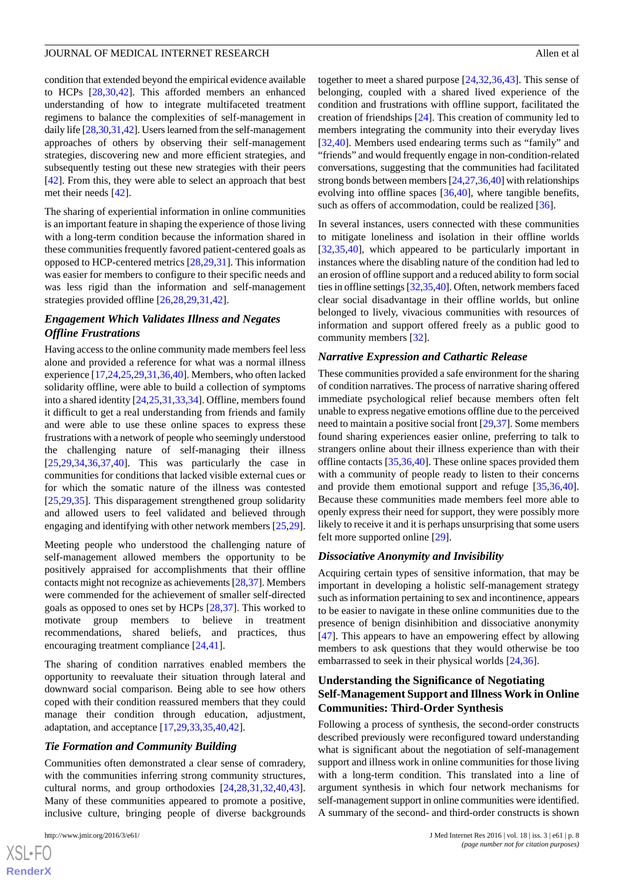condition that extended beyond the empirical evidence available to HCPs [28,30,42]. This afforded members an enhanced understanding of how to integrate multifaceted treatment regimens to balance the complexities of self-management in daily life [28,30,31,42]. Users learned from the self-management approaches of others by observing their self-management strategies, discovering new and more efficient strategies, and subsequently testing out these new strategies with their peers [42]. From this, they were able to select an approach that best met their needs [42].

The sharing of experiential information in online communities is an important feature in shaping the experience of those living with a long-term condition because the information shared in these communities frequently favored patient-centered goals as opposed to HCP-centered metrics [28,29,31]. This information was easier for members to configure to their specific needs and was less rigid than the information and self-management strategies provided offline [26,28,29,31,42].

### *Engagement Which Validates Illness and Negates Offline Frustrations*

Having access to the online community made members feel less alone and provided a reference for what was a normal illness experience [17,24,25,29,31,36,40]. Members, who often lacked solidarity offline, were able to build a collection of symptoms into a shared identity [24,25,31,33,34]. Offline, members found it difficult to get a real understanding from friends and family and were able to use these online spaces to express these frustrations with a network of people who seemingly understood the challenging nature of self-managing their illness [25,29,34,36,37,40]. This was particularly the case in communities for conditions that lacked visible external cues or for which the somatic nature of the illness was contested [25,29,35]. This disparagement strengthened group solidarity and allowed users to feel validated and believed through engaging and identifying with other network members [25,29].

Meeting people who understood the challenging nature of self-management allowed members the opportunity to be positively appraised for accomplishments that their offline contacts might not recognize as achievements [28,37]. Members were commended for the achievement of smaller self-directed goals as opposed to ones set by HCPs [28,37]. This worked to motivate group members to believe in treatment recommendations, shared beliefs, and practices, thus encouraging treatment compliance [24,41].

The sharing of condition narratives enabled members the opportunity to reevaluate their situation through lateral and downward social comparison. Being able to see how others coped with their condition reassured members that they could manage their condition through education, adjustment, adaptation, and acceptance [17,29,33,35,40,42].

### *Tie Formation and Community Building*

Communities often demonstrated a clear sense of comradery, with the communities inferring strong community structures, cultural norms, and group orthodoxies [24,28,31,32,40,43]. Many of these communities appeared to promote a positive, inclusive culture, bringing people of diverse backgrounds together to meet a shared purpose [24,32,36,43]. This sense of belonging, coupled with a shared lived experience of the condition and frustrations with offline support, facilitated the creation of friendships [24]. This creation of community led to members integrating the community into their everyday lives [32,40]. Members used endearing terms such as "family" and "friends" and would frequently engage in non-condition-related conversations, suggesting that the communities had facilitated strong bonds between members [24,27,36,40] with relationships evolving into offline spaces [36,40], where tangible benefits, such as offers of accommodation, could be realized [36].

In several instances, users connected with these communities to mitigate loneliness and isolation in their offline worlds [32,35,40], which appeared to be particularly important in instances where the disabling nature of the condition had led to an erosion of offline support and a reduced ability to form social ties in offline settings [32,35,40]. Often, network members faced clear social disadvantage in their offline worlds, but online belonged to lively, vivacious communities with resources of information and support offered freely as a public good to community members [32].

### *Narrative Expression and Cathartic Release*

These communities provided a safe environment for the sharing of condition narratives. The process of narrative sharing offered immediate psychological relief because members often felt unable to express negative emotions offline due to the perceived need to maintain a positive social front [29,37]. Some members found sharing experiences easier online, preferring to talk to strangers online about their illness experience than with their offline contacts [35,36,40]. These online spaces provided them with a community of people ready to listen to their concerns and provide them emotional support and refuge [35,36,40]. Because these communities made members feel more able to openly express their need for support, they were possibly more likely to receive it and it is perhaps unsurprising that some users felt more supported online [29].

### *Dissociative Anonymity and Invisibility*

Acquiring certain types of sensitive information, that may be important in developing a holistic self-management strategy such as information pertaining to sex and incontinence, appears to be easier to navigate in these online communities due to the presence of benign disinhibition and dissociative anonymity [47]. This appears to have an empowering effect by allowing members to ask questions that they would otherwise be too embarrassed to seek in their physical worlds [24,36].

## Understanding the Significance of Negotiating Self-Management Support and Illness Work in Online Communities: Third-Order Synthesis

Following a process of synthesis, the second-order constructs described previously were reconfigured toward understanding what is significant about the negotiation of self-management support and illness work in online communities for those living with a long-term condition. This translated into a line of argument synthesis in which four network mechanisms for self-management support in online communities were identified. A summary of the second- and third-order constructs is shown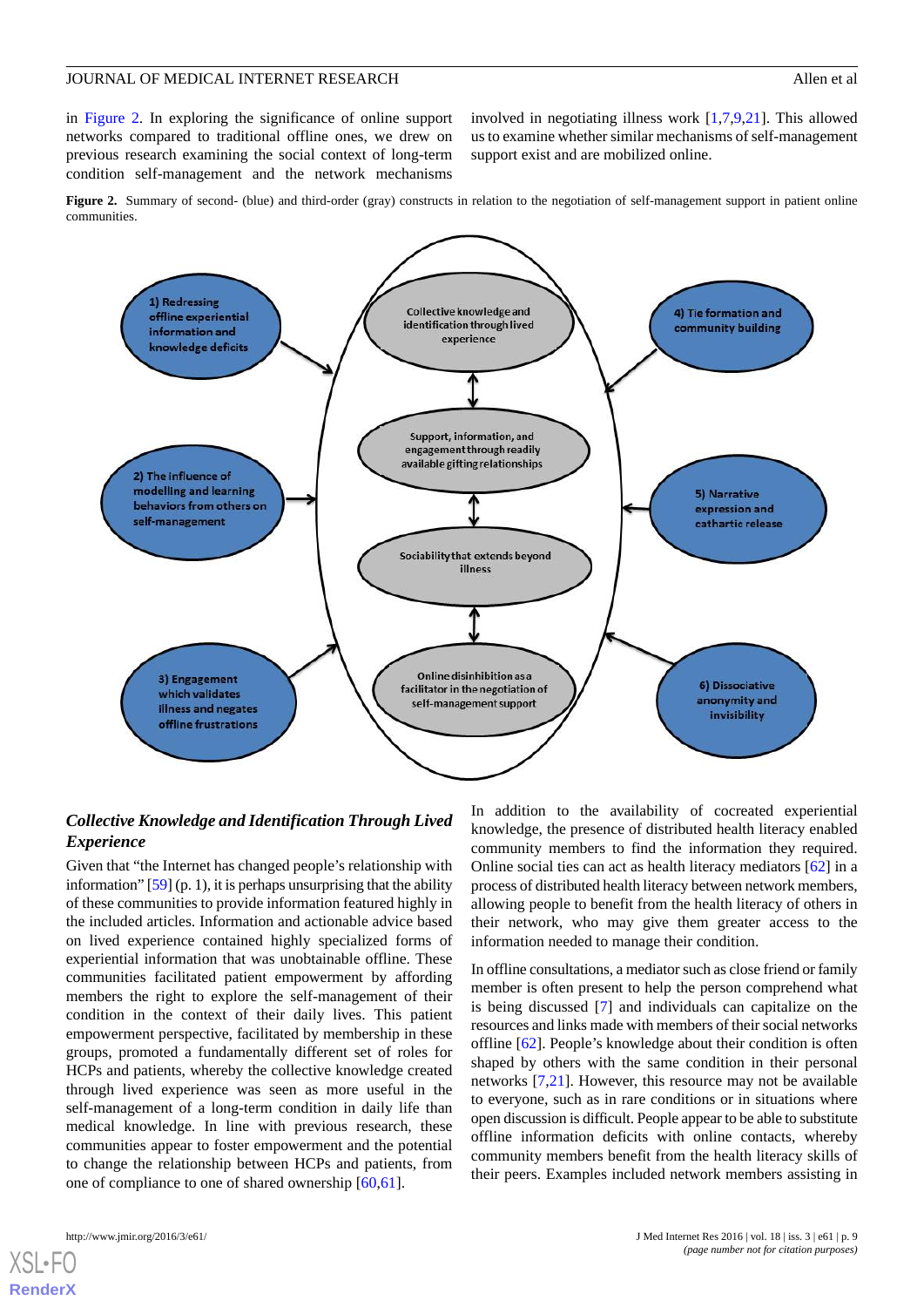in Figure 2. In exploring the significance of online support networks compared to traditional offline ones, we drew on previous research examining the social context of long-term condition self-management and the network mechanisms involved in negotiating illness work [1,7,9,21]. This allowed us to examine whether similar mechanisms of self-management support exist and are mobilized online.

**Figure 2.** Summary of second- (blue) and third-order (gray) constructs in relation to the negotiation of self-management support in patient online communities.

1) Redressing offline experiential information and knowledge deficits

2) The influence of modelling and learning behaviors from others on self-management

3) Engagement which validates illness and negates offline frustrations

4) Tie formation and community building

5) Narrative expression and cathartic release

6) Dissociative anonymity and invisibility

Collective knowledge and identification through lived experience

Support, information, and engagement through readily available gifting relationships

Sociability that extends beyond illness

Online disinhibition as a facilitator in the negotiation of self-management support

### *Collective Knowledge and Identification Through Lived Experience*

Given that "the Internet has changed people's relationship with information" [59] (p. 1), it is perhaps unsurprising that the ability of these communities to provide information featured highly in the included articles. Information and actionable advice based on lived experience contained highly specialized forms of experiential information that was unobtainable offline. These communities facilitated patient empowerment by affording members the right to explore the self-management of their condition in the context of their daily lives. This patient empowerment perspective, facilitated by membership in these groups, promoted a fundamentally different set of roles for HCPs and patients, whereby the collective knowledge created through lived experience was seen as more useful in the self-management of a long-term condition in daily life than medical knowledge. In line with previous research, these communities appear to foster empowerment and the potential to change the relationship between HCPs and patients, from one of compliance to one of shared ownership [60,61].

In addition to the availability of cocreated experiential knowledge, the presence of distributed health literacy enabled community members to find the information they required. Online social ties can act as health literacy mediators [62] in a process of distributed health literacy between network members, allowing people to benefit from the health literacy of others in their network, who may give them greater access to the information needed to manage their condition.

In offline consultations, a mediator such as close friend or family member is often present to help the person comprehend what is being discussed [7] and individuals can capitalize on the resources and links made with members of their social networks offline [62]. People's knowledge about their condition is often shaped by others with the same condition in their personal networks [7,21]. However, this resource may not be available to everyone, such as in rare conditions or in situations where open discussion is difficult. People appear to be able to substitute offline information deficits with online contacts, whereby community members benefit from the health literacy skills of their peers. Examples included network members assisting in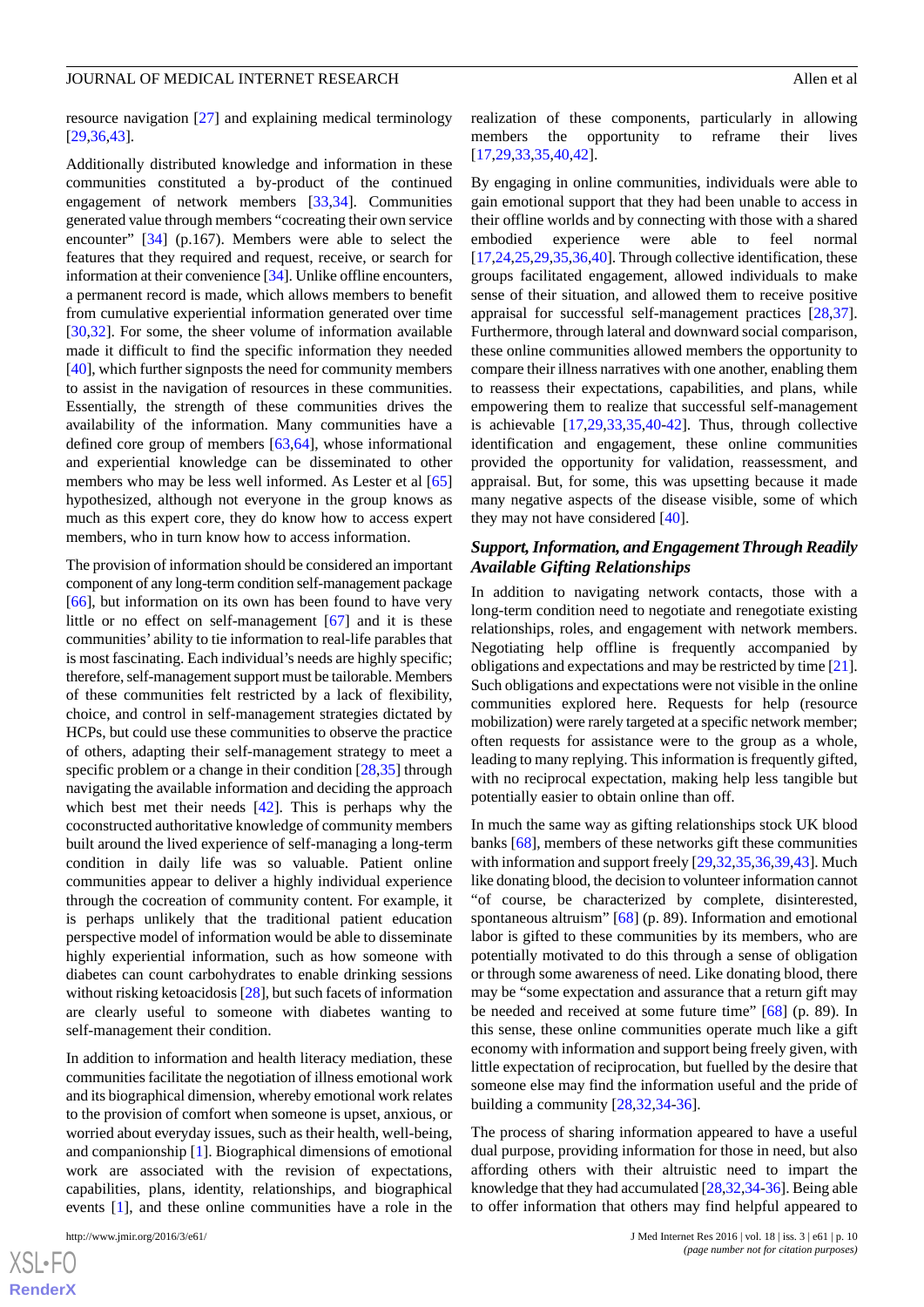resource navigation [27] and explaining medical terminology [29,36,43].

Additionally distributed knowledge and information in these communities constituted a by-product of the continued engagement of network members [33,34]. Communities generated value through members "cocreating their own service encounter" [34] (p.167). Members were able to select the features that they required and request, receive, or search for information at their convenience [34]. Unlike offline encounters, a permanent record is made, which allows members to benefit from cumulative experiential information generated over time [30,32]. For some, the sheer volume of information available made it difficult to find the specific information they needed [40], which further signposts the need for community members to assist in the navigation of resources in these communities. Essentially, the strength of these communities drives the availability of the information. Many communities have a defined core group of members [63,64], whose informational and experiential knowledge can be disseminated to other members who may be less well informed. As Lester et al [65] hypothesized, although not everyone in the group knows as much as this expert core, they do know how to access expert members, who in turn know how to access information.

The provision of information should be considered an important component of any long-term condition self-management package [66], but information on its own has been found to have very little or no effect on self-management [67] and it is these communities' ability to tie information to real-life parables that is most fascinating. Each individual's needs are highly specific; therefore, self-management support must be tailorable. Members of these communities felt restricted by a lack of flexibility, choice, and control in self-management strategies dictated by HCPs, but could use these communities to observe the practice of others, adapting their self-management strategy to meet a specific problem or a change in their condition [28,35] through navigating the available information and deciding the approach which best met their needs [42]. This is perhaps why the coconstructed authoritative knowledge of community members built around the lived experience of self-managing a long-term condition in daily life was so valuable. Patient online communities appear to deliver a highly individual experience through the cocreation of community content. For example, it is perhaps unlikely that the traditional patient education perspective model of information would be able to disseminate highly experiential information, such as how someone with diabetes can count carbohydrates to enable drinking sessions without risking ketoacidosis [28], but such facets of information are clearly useful to someone with diabetes wanting to self-management their condition.

In addition to information and health literacy mediation, these communities facilitate the negotiation of illness emotional work and its biographical dimension, whereby emotional work relates to the provision of comfort when someone is upset, anxious, or worried about everyday issues, such as their health, well-being, and companionship [1]. Biographical dimensions of emotional work are associated with the revision of expectations, capabilities, plans, identity, relationships, and biographical events [1], and these online communities have a role in the realization of these components, particularly in allowing members the opportunity to reframe their lives [17,29,33,35,40,42].

By engaging in online communities, individuals were able to gain emotional support that they had been unable to access in their offline worlds and by connecting with those with a shared embodied experience were able to feel normal [17,24,25,29,35,36,40]. Through collective identification, these groups facilitated engagement, allowed individuals to make sense of their situation, and allowed them to receive positive appraisal for successful self-management practices [28,37]. Furthermore, through lateral and downward social comparison, these online communities allowed members the opportunity to compare their illness narratives with one another, enabling them to reassess their expectations, capabilities, and plans, while empowering them to realize that successful self-management is achievable [17,29,33,35,40-42]. Thus, through collective identification and engagement, these online communities provided the opportunity for validation, reassessment, and appraisal. But, for some, this was upsetting because it made many negative aspects of the disease visible, some of which they may not have considered [40].

### *Support, Information, and Engagement Through Readily Available Gifting Relationships*

In addition to navigating network contacts, those with a long-term condition need to negotiate and renegotiate existing relationships, roles, and engagement with network members. Negotiating help offline is frequently accompanied by obligations and expectations and may be restricted by time [21]. Such obligations and expectations were not visible in the online communities explored here. Requests for help (resource mobilization) were rarely targeted at a specific network member; often requests for assistance were to the group as a whole, leading to many replying. This information is frequently gifted, with no reciprocal expectation, making help less tangible but potentially easier to obtain online than off.

In much the same way as gifting relationships stock UK blood banks [68], members of these networks gift these communities with information and support freely [29,32,35,36,39,43]. Much like donating blood, the decision to volunteer information cannot "of course, be characterized by complete, disinterested, spontaneous altruism" [68] (p. 89). Information and emotional labor is gifted to these communities by its members, who are potentially motivated to do this through a sense of obligation or through some awareness of need. Like donating blood, there may be "some expectation and assurance that a return gift may be needed and received at some future time" [68] (p. 89). In this sense, these online communities operate much like a gift economy with information and support being freely given, with little expectation of reciprocation, but fuelled by the desire that someone else may find the information useful and the pride of building a community [28,32,34-36].

The process of sharing information appeared to have a useful dual purpose, providing information for those in need, but also affording others with their altruistic need to impart the knowledge that they had accumulated [28,32,34-36]. Being able to offer information that others may find helpful appeared to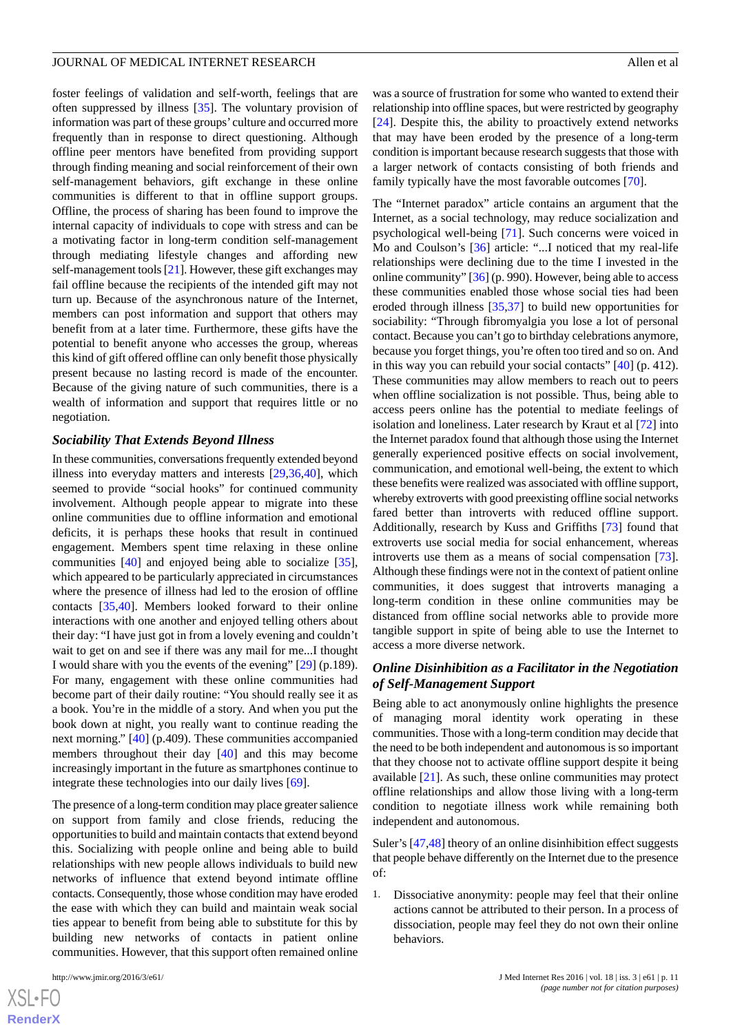foster feelings of validation and self-worth, feelings that are often suppressed by illness [35]. The voluntary provision of information was part of these groups' culture and occurred more frequently than in response to direct questioning. Although offline peer mentors have benefited from providing support through finding meaning and social reinforcement of their own self-management behaviors, gift exchange in these online communities is different to that in offline support groups. Offline, the process of sharing has been found to improve the internal capacity of individuals to cope with stress and can be a motivating factor in long-term condition self-management through mediating lifestyle changes and affording new self-management tools [21]. However, these gift exchanges may fail offline because the recipients of the intended gift may not turn up. Because of the asynchronous nature of the Internet, members can post information and support that others may benefit from at a later time. Furthermore, these gifts have the potential to benefit anyone who accesses the group, whereas this kind of gift offered offline can only benefit those physically present because no lasting record is made of the encounter. Because of the giving nature of such communities, there is a wealth of information and support that requires little or no negotiation.

### Sociability That Extends Beyond Illness

In these communities, conversations frequently extended beyond illness into everyday matters and interests [29,36,40], which seemed to provide "social hooks" for continued community involvement. Although people appear to migrate into these online communities due to offline information and emotional deficits, it is perhaps these hooks that result in continued engagement. Members spent time relaxing in these online communities [40] and enjoyed being able to socialize [35], which appeared to be particularly appreciated in circumstances where the presence of illness had led to the erosion of offline contacts [35,40]. Members looked forward to their online interactions with one another and enjoyed telling others about their day: "I have just got in from a lovely evening and couldn't wait to get on and see if there was any mail for me...I thought I would share with you the events of the evening" [29] (p.189). For many, engagement with these online communities had become part of their daily routine: "You should really see it as a book. You're in the middle of a story. And when you put the book down at night, you really want to continue reading the next morning." [40] (p.409). These communities accompanied members throughout their day [40] and this may become increasingly important in the future as smartphones continue to integrate these technologies into our daily lives [69].

The presence of a long-term condition may place greater salience on support from family and close friends, reducing the opportunities to build and maintain contacts that extend beyond this. Socializing with people online and being able to build relationships with new people allows individuals to build new networks of influence that extend beyond intimate offline contacts. Consequently, those whose condition may have eroded the ease with which they can build and maintain weak social ties appear to benefit from being able to substitute for this by building new networks of contacts in patient online communities. However, that this support often remained online was a source of frustration for some who wanted to extend their relationship into offline spaces, but were restricted by geography [24]. Despite this, the ability to proactively extend networks that may have been eroded by the presence of a long-term condition is important because research suggests that those with a larger network of contacts consisting of both friends and family typically have the most favorable outcomes [70].

The "Internet paradox" article contains an argument that the Internet, as a social technology, may reduce socialization and psychological well-being [71]. Such concerns were voiced in Mo and Coulson's [36] article: "...I noticed that my real-life relationships were declining due to the time I invested in the online community" [36] (p. 990). However, being able to access these communities enabled those whose social ties had been eroded through illness [35,37] to build new opportunities for sociability: "Through fibromyalgia you lose a lot of personal contact. Because you can't go to birthday celebrations anymore, because you forget things, you're often too tired and so on. And in this way you can rebuild your social contacts" [40] (p. 412). These communities may allow members to reach out to peers when offline socialization is not possible. Thus, being able to access peers online has the potential to mediate feelings of isolation and loneliness. Later research by Kraut et al [72] into the Internet paradox found that although those using the Internet generally experienced positive effects on social involvement, communication, and emotional well-being, the extent to which these benefits were realized was associated with offline support, whereby extroverts with good preexisting offline social networks fared better than introverts with reduced offline support. Additionally, research by Kuss and Griffiths [73] found that extroverts use social media for social enhancement, whereas introverts use them as a means of social compensation [73]. Although these findings were not in the context of patient online communities, it does suggest that introverts managing a long-term condition in these online communities may be distanced from offline social networks able to provide more tangible support in spite of being able to use the Internet to access a more diverse network.

### Online Disinhibition as a Facilitator in the Negotiation of Self-Management Support

Being able to act anonymously online highlights the presence of managing moral identity work operating in these communities. Those with a long-term condition may decide that the need to be both independent and autonomous is so important that they choose not to activate offline support despite it being available [21]. As such, these online communities may protect offline relationships and allow those living with a long-term condition to negotiate illness work while remaining both independent and autonomous.

Suler's [47,48] theory of an online disinhibition effect suggests that people behave differently on the Internet due to the presence of:

1. Dissociative anonymity: people may feel that their online actions cannot be attributed to their person. In a process of dissociation, people may feel they do not own their online behaviors.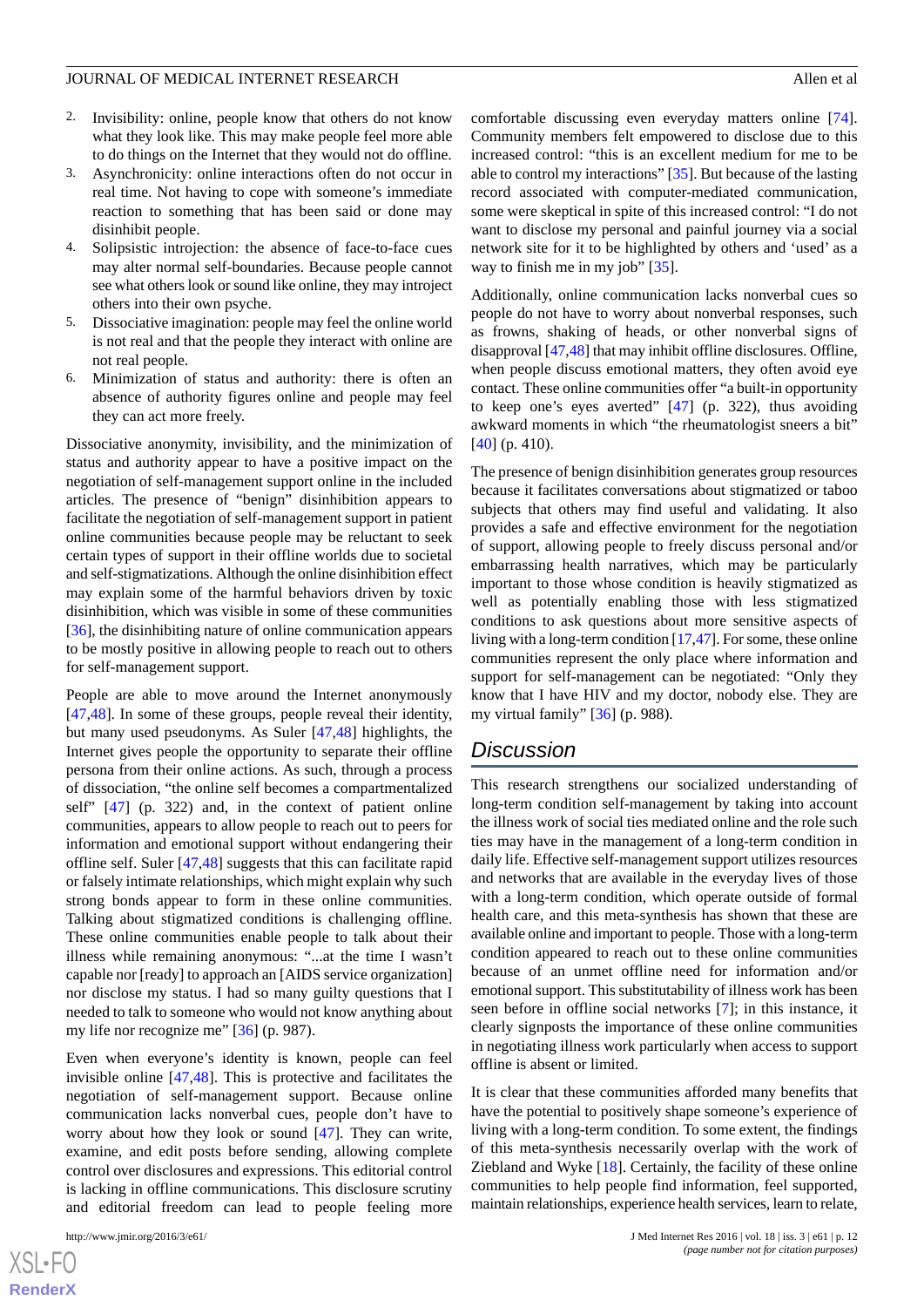2. Invisibility: online, people know that others do not know what they look like. This may make people feel more able to do things on the Internet that they would not do offline.
3. Asynchronicity: online interactions often do not occur in real time. Not having to cope with someone's immediate reaction to something that has been said or done may disinhibit people.
4. Solipsistic introjection: the absence of face-to-face cues may alter normal self-boundaries. Because people cannot see what others look or sound like online, they may introject others into their own psyche.
5. Dissociative imagination: people may feel the online world is not real and that the people they interact with online are not real people.
6. Minimization of status and authority: there is often an absence of authority figures online and people may feel they can act more freely.

Dissociative anonymity, invisibility, and the minimization of status and authority appear to have a positive impact on the negotiation of self-management support online in the included articles. The presence of "benign" disinhibition appears to facilitate the negotiation of self-management support in patient online communities because people may be reluctant to seek certain types of support in their offline worlds due to societal and self-stigmatizations. Although the online disinhibition effect may explain some of the harmful behaviors driven by toxic disinhibition, which was visible in some of these communities [36], the disinhibiting nature of online communication appears to be mostly positive in allowing people to reach out to others for self-management support.

People are able to move around the Internet anonymously [47,48]. In some of these groups, people reveal their identity, but many used pseudonyms. As Suler [47,48] highlights, the Internet gives people the opportunity to separate their offline persona from their online actions. As such, through a process of dissociation, "the online self becomes a compartmentalized self" [47] (p. 322) and, in the context of patient online communities, appears to allow people to reach out to peers for information and emotional support without endangering their offline self. Suler [47,48] suggests that this can facilitate rapid or falsely intimate relationships, which might explain why such strong bonds appear to form in these online communities. Talking about stigmatized conditions is challenging offline. These online communities enable people to talk about their illness while remaining anonymous: "...at the time I wasn't capable nor [ready] to approach an [AIDS service organization] nor disclose my status. I had so many guilty questions that I needed to talk to someone who would not know anything about my life nor recognize me" [36] (p. 987).

Even when everyone's identity is known, people can feel invisible online [47,48]. This is protective and facilitates the negotiation of self-management support. Because online communication lacks nonverbal cues, people don't have to worry about how they look or sound [47]. They can write, examine, and edit posts before sending, allowing complete control over disclosures and expressions. This editorial control is lacking in offline communications. This disclosure scrutiny and editorial freedom can lead to people feeling more comfortable discussing even everyday matters online [74]. Community members felt empowered to disclose due to this increased control: "this is an excellent medium for me to be able to control my interactions" [35]. But because of the lasting record associated with computer-mediated communication, some were skeptical in spite of this increased control: "I do not want to disclose my personal and painful journey via a social network site for it to be highlighted by others and 'used' as a way to finish me in my job" [35].

Additionally, online communication lacks nonverbal cues so people do not have to worry about nonverbal responses, such as frowns, shaking of heads, or other nonverbal signs of disapproval [47,48] that may inhibit offline disclosures. Offline, when people discuss emotional matters, they often avoid eye contact. These online communities offer "a built-in opportunity to keep one's eyes averted" [47] (p. 322), thus avoiding awkward moments in which "the rheumatologist sneers a bit" [40] (p. 410).

The presence of benign disinhibition generates group resources because it facilitates conversations about stigmatized or taboo subjects that others may find useful and validating. It also provides a safe and effective environment for the negotiation of support, allowing people to freely discuss personal and/or embarrassing health narratives, which may be particularly important to those whose condition is heavily stigmatized as well as potentially enabling those with less stigmatized conditions to ask questions about more sensitive aspects of living with a long-term condition [17,47]. For some, these online communities represent the only place where information and support for self-management can be negotiated: "Only they know that I have HIV and my doctor, nobody else. They are my virtual family" [36] (p. 988).

## Discussion

This research strengthens our socialized understanding of long-term condition self-management by taking into account the illness work of social ties mediated online and the role such ties may have in the management of a long-term condition in daily life. Effective self-management support utilizes resources and networks that are available in the everyday lives of those with a long-term condition, which operate outside of formal health care, and this meta-synthesis has shown that these are available online and important to people. Those with a long-term condition appeared to reach out to these online communities because of an unmet offline need for information and/or emotional support. This substitutability of illness work has been seen before in offline social networks [7]; in this instance, it clearly signposts the importance of these online communities in negotiating illness work particularly when access to support offline is absent or limited.

It is clear that these communities afforded many benefits that have the potential to positively shape someone's experience of living with a long-term condition. To some extent, the findings of this meta-synthesis necessarily overlap with the work of Ziebland and Wyke [18]. Certainly, the facility of these online communities to help people find information, feel supported, maintain relationships, experience health services, learn to relate,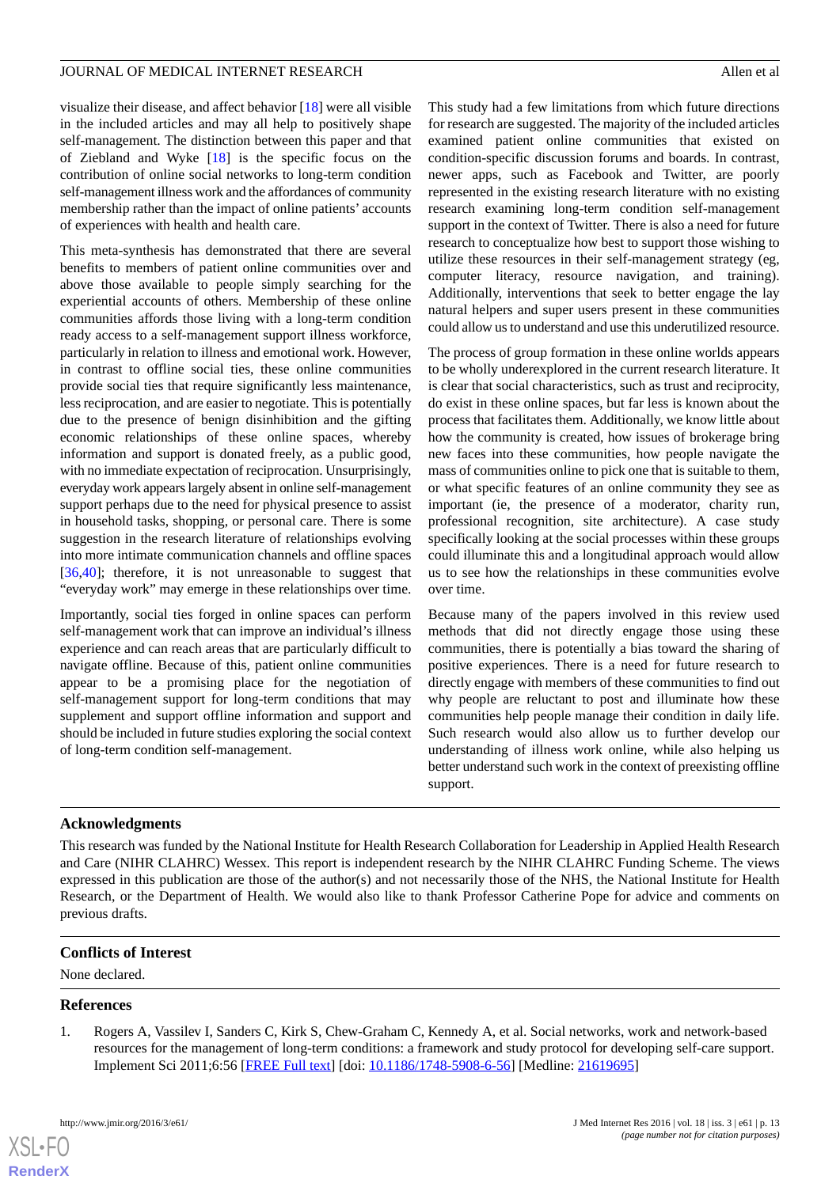visualize their disease, and affect behavior [18] were all visible in the included articles and may all help to positively shape self-management. The distinction between this paper and that of Ziebland and Wyke [18] is the specific focus on the contribution of online social networks to long-term condition self-management illness work and the affordances of community membership rather than the impact of online patients' accounts of experiences with health and health care.

This meta-synthesis has demonstrated that there are several benefits to members of patient online communities over and above those available to people simply searching for the experiential accounts of others. Membership of these online communities affords those living with a long-term condition ready access to a self-management support illness workforce, particularly in relation to illness and emotional work. However, in contrast to offline social ties, these online communities provide social ties that require significantly less maintenance, less reciprocation, and are easier to negotiate. This is potentially due to the presence of benign disinhibition and the gifting economic relationships of these online spaces, whereby information and support is donated freely, as a public good, with no immediate expectation of reciprocation. Unsurprisingly, everyday work appears largely absent in online self-management support perhaps due to the need for physical presence to assist in household tasks, shopping, or personal care. There is some suggestion in the research literature of relationships evolving into more intimate communication channels and offline spaces [36,40]; therefore, it is not unreasonable to suggest that "everyday work" may emerge in these relationships over time.

Importantly, social ties forged in online spaces can perform self-management work that can improve an individual's illness experience and can reach areas that are particularly difficult to navigate offline. Because of this, patient online communities appear to be a promising place for the negotiation of self-management support for long-term conditions that may supplement and support offline information and support and should be included in future studies exploring the social context of long-term condition self-management.

This study had a few limitations from which future directions for research are suggested. The majority of the included articles examined patient online communities that existed on condition-specific discussion forums and boards. In contrast, newer apps, such as Facebook and Twitter, are poorly represented in the existing research literature with no existing research examining long-term condition self-management support in the context of Twitter. There is also a need for future research to conceptualize how best to support those wishing to utilize these resources in their self-management strategy (eg, computer literacy, resource navigation, and training). Additionally, interventions that seek to better engage the lay natural helpers and super users present in these communities could allow us to understand and use this underutilized resource.

The process of group formation in these online worlds appears to be wholly underexplored in the current research literature. It is clear that social characteristics, such as trust and reciprocity, do exist in these online spaces, but far less is known about the process that facilitates them. Additionally, we know little about how the community is created, how issues of brokerage bring new faces into these communities, how people navigate the mass of communities online to pick one that is suitable to them, or what specific features of an online community they see as important (ie, the presence of a moderator, charity run, professional recognition, site architecture). A case study specifically looking at the social processes within these groups could illuminate this and a longitudinal approach would allow us to see how the relationships in these communities evolve over time.

Because many of the papers involved in this review used methods that did not directly engage those using these communities, there is potentially a bias toward the sharing of positive experiences. There is a need for future research to directly engage with members of these communities to find out why people are reluctant to post and illuminate how these communities help people manage their condition in daily life. Such research would also allow us to further develop our understanding of illness work online, while also helping us better understand such work in the context of preexisting offline support.

## Acknowledgments

This research was funded by the National Institute for Health Research Collaboration for Leadership in Applied Health Research and Care (NIHR CLAHRC) Wessex. This report is independent research by the NIHR CLAHRC Funding Scheme. The views expressed in this publication are those of the author(s) and not necessarily those of the NHS, the National Institute for Health Research, or the Department of Health. We would also like to thank Professor Catherine Pope for advice and comments on previous drafts.

## Conflicts of Interest

None declared.

## References

1. Rogers A, Vassilev I, Sanders C, Kirk S, Chew-Graham C, Kennedy A, et al. Social networks, work and network-based resources for the management of long-term conditions: a framework and study protocol for developing self-care support. Implement Sci 2011;6:56 [FREE Full text] [doi: 10.1186/1748-5908-6-56] [Medline: 21619695]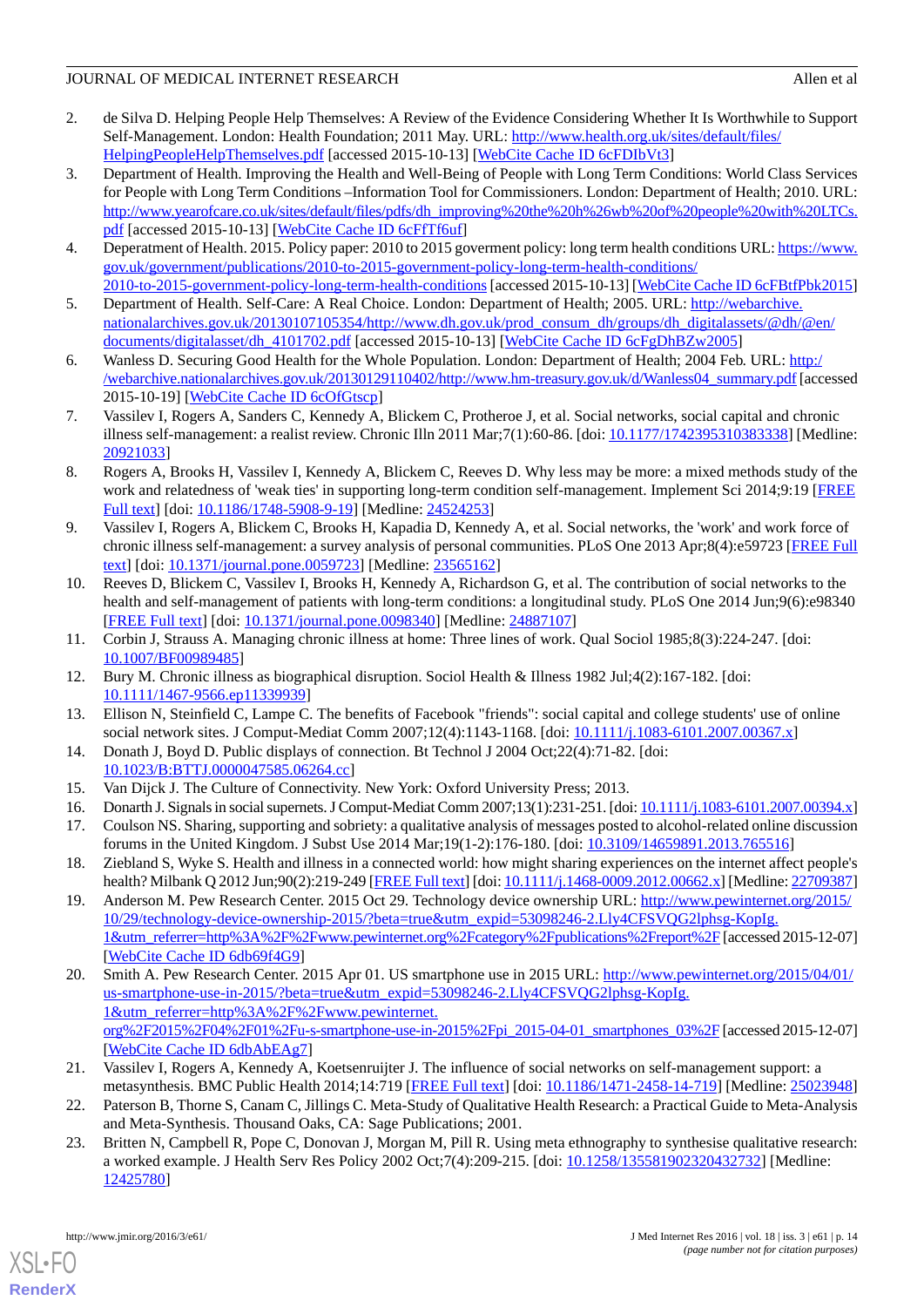2. de Silva D. Helping People Help Themselves: A Review of the Evidence Considering Whether It Is Worthwhile to Support Self-Management. London: Health Foundation; 2011 May. URL: http://www.health.org.uk/sites/default/files/HelpingPeopleHelpThemselves.pdf [accessed 2015-10-13] [WebCite Cache ID 6cFDIbVt3]
3. Department of Health. Improving the Health and Well-Being of People with Long Term Conditions: World Class Services for People with Long Term Conditions –Information Tool for Commissioners. London: Department of Health; 2010. URL: http://www.yearofcare.co.uk/sites/default/files/pdfs/dh_improving%20the%20h%26wb%20of%20people%20with%20LTCs.pdf [accessed 2015-10-13] [WebCite Cache ID 6cFfTf6uf]
4. Deperatment of Health. 2015. Policy paper: 2010 to 2015 goverment policy: long term health conditions URL: https://www.gov.uk/government/publications/2010-to-2015-government-policy-long-term-health-conditions/2010-to-2015-government-policy-long-term-health-conditions [accessed 2015-10-13] [WebCite Cache ID 6cFBtfPbk2015]
5. Department of Health. Self-Care: A Real Choice. London: Department of Health; 2005. URL: http://webarchive.nationalarchives.gov.uk/20130107105354/http://www.dh.gov.uk/prod_consum_dh/groups/dh_digitalassets/@dh/@en/documents/digitalasset/dh_4101702.pdf [accessed 2015-10-13] [WebCite Cache ID 6cFgDhBZw2005]
6. Wanless D. Securing Good Health for the Whole Population. London: Department of Health; 2004 Feb. URL: http://webarchive.nationalarchives.gov.uk/20130129110402/http://www.hm-treasury.gov.uk/d/Wanless04_summary.pdf [accessed 2015-10-19] [WebCite Cache ID 6cOfGtscp]
7. Vassilev I, Rogers A, Sanders C, Kennedy A, Blickem C, Protheroe J, et al. Social networks, social capital and chronic illness self-management: a realist review. Chronic Illn 2011 Mar;7(1):60-86. [doi: 10.1177/1742395310383338] [Medline: 20921033]
8. Rogers A, Brooks H, Vassilev I, Kennedy A, Blickem C, Reeves D. Why less may be more: a mixed methods study of the work and relatedness of 'weak ties' in supporting long-term condition self-management. Implement Sci 2014;9:19 [FREE Full text] [doi: 10.1186/1748-5908-9-19] [Medline: 24524253]
9. Vassilev I, Rogers A, Blickem C, Brooks H, Kapadia D, Kennedy A, et al. Social networks, the 'work' and work force of chronic illness self-management: a survey analysis of personal communities. PLoS One 2013 Apr;8(4):e59723 [FREE Full text] [doi: 10.1371/journal.pone.0059723] [Medline: 23565162]
10. Reeves D, Blickem C, Vassilev I, Brooks H, Kennedy A, Richardson G, et al. The contribution of social networks to the health and self-management of patients with long-term conditions: a longitudinal study. PLoS One 2014 Jun;9(6):e98340 [FREE Full text] [doi: 10.1371/journal.pone.0098340] [Medline: 24887107]
11. Corbin J, Strauss A. Managing chronic illness at home: Three lines of work. Qual Sociol 1985;8(3):224-247. [doi: 10.1007/BF00989485]
12. Bury M. Chronic illness as biographical disruption. Sociol Health & Illness 1982 Jul;4(2):167-182. [doi: 10.1111/1467-9566.ep11339939]
13. Ellison N, Steinfield C, Lampe C. The benefits of Facebook "friends": social capital and college students' use of online social network sites. J Comput-Mediat Comm 2007;12(4):1143-1168. [doi: 10.1111/j.1083-6101.2007.00367.x]
14. Donath J, Boyd D. Public displays of connection. Bt Technol J 2004 Oct;22(4):71-82. [doi: 10.1023/B:BTTJ.0000047585.06264.cc]
15. Van Dijck J. The Culture of Connectivity. New York: Oxford University Press; 2013.
16. Donarth J. Signals in social supernets. J Comput-Mediat Comm 2007;13(1):231-251. [doi: 10.1111/j.1083-6101.2007.00394.x]
17. Coulson NS. Sharing, supporting and sobriety: a qualitative analysis of messages posted to alcohol-related online discussion forums in the United Kingdom. J Subst Use 2014 Mar;19(1-2):176-180. [doi: 10.3109/14659891.2013.765516]
18. Ziebland S, Wyke S. Health and illness in a connected world: how might sharing experiences on the internet affect people's health? Milbank Q 2012 Jun;90(2):219-249 [FREE Full text] [doi: 10.1111/j.1468-0009.2012.00662.x] [Medline: 22709387]
19. Anderson M. Pew Research Center. 2015 Oct 29. Technology device ownership URL: http://www.pewinternet.org/2015/10/29/technology-device-ownership-2015/?beta=true&utm_expid=53098246-2.Lly4CFSVQG2lphsg-KopIg.1&utm_referrer=http%3A%2F%2Fwww.pewinternet.org%2Fcategory%2Fpublications%2Freport%2F [accessed 2015-12-07] [WebCite Cache ID 6db69f4G9]
20. Smith A. Pew Research Center. 2015 Apr 01. US smartphone use in 2015 URL: http://www.pewinternet.org/2015/04/01/us-smartphone-use-in-2015/?beta=true&utm_expid=53098246-2.Lly4CFSVQG2lphsg-KopIg.1&utm_referrer=http%3A%2F%2Fwww.pewinternet.org%2F2015%2F04%2F01%2Fu-s-smartphone-use-in-2015%2Fpi_2015-04-01_smartphones_03%2F [accessed 2015-12-07] [WebCite Cache ID 6dbAbEAg7]
21. Vassilev I, Rogers A, Kennedy A, Koetsenruijter J. The influence of social networks on self-management support: a metasynthesis. BMC Public Health 2014;14:719 [FREE Full text] [doi: 10.1186/1471-2458-14-719] [Medline: 25023948]
22. Paterson B, Thorne S, Canam C, Jillings C. Meta-Study of Qualitative Health Research: a Practical Guide to Meta-Analysis and Meta-Synthesis. Thousand Oaks, CA: Sage Publications; 2001.
23. Britten N, Campbell R, Pope C, Donovan J, Morgan M, Pill R. Using meta ethnography to synthesise qualitative research: a worked example. J Health Serv Res Policy 2002 Oct;7(4):209-215. [doi: 10.1258/135581902320432732] [Medline: 12425780]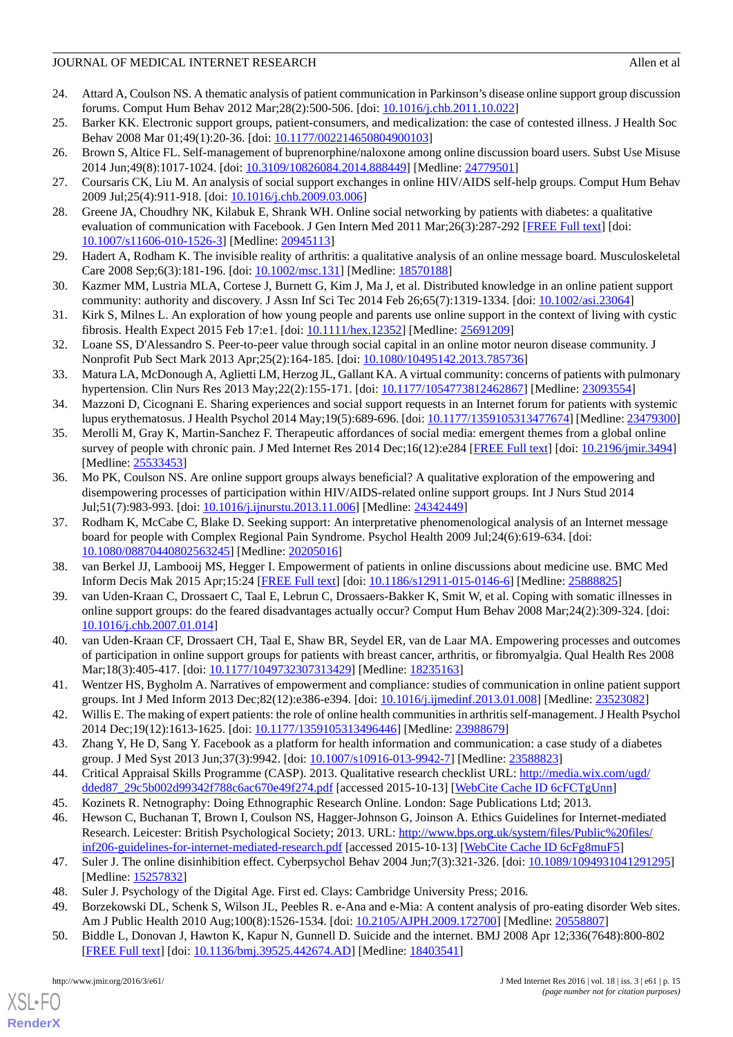24. Attard A, Coulson NS. A thematic analysis of patient communication in Parkinson's disease online support group discussion forums. Comput Hum Behav 2012 Mar;28(2):500-506. [doi: 10.1016/j.chb.2011.10.022]
25. Barker KK. Electronic support groups, patient-consumers, and medicalization: the case of contested illness. J Health Soc Behav 2008 Mar 01;49(1):20-36. [doi: 10.1177/002214650804900103]
26. Brown S, Altice FL. Self-management of buprenorphine/naloxone among online discussion board users. Subst Use Misuse 2014 Jun;49(8):1017-1024. [doi: 10.3109/10826084.2014.888449] [Medline: 24779501]
27. Coursaris CK, Liu M. An analysis of social support exchanges in online HIV/AIDS self-help groups. Comput Hum Behav 2009 Jul;25(4):911-918. [doi: 10.1016/j.chb.2009.03.006]
28. Greene JA, Choudhry NK, Kilabuk E, Shrank WH. Online social networking by patients with diabetes: a qualitative evaluation of communication with Facebook. J Gen Intern Med 2011 Mar;26(3):287-292 [FREE Full text] [doi: 10.1007/s11606-010-1526-3] [Medline: 20945113]
29. Hadert A, Rodham K. The invisible reality of arthritis: a qualitative analysis of an online message board. Musculoskeletal Care 2008 Sep;6(3):181-196. [doi: 10.1002/msc.131] [Medline: 18570188]
30. Kazmer MM, Lustria MLA, Cortese J, Burnett G, Kim J, Ma J, et al. Distributed knowledge in an online patient support community: authority and discovery. J Assn Inf Sci Tec 2014 Feb 26;65(7):1319-1334. [doi: 10.1002/asi.23064]
31. Kirk S, Milnes L. An exploration of how young people and parents use online support in the context of living with cystic fibrosis. Health Expect 2015 Feb 17:e1. [doi: 10.1111/hex.12352] [Medline: 25691209]
32. Loane SS, D'Alessandro S. Peer-to-peer value through social capital in an online motor neuron disease community. J Nonprofit Pub Sect Mark 2013 Apr;25(2):164-185. [doi: 10.1080/10495142.2013.785736]
33. Matura LA, McDonough A, Aglietti LM, Herzog JL, Gallant KA. A virtual community: concerns of patients with pulmonary hypertension. Clin Nurs Res 2013 May;22(2):155-171. [doi: 10.1177/1054773812462867] [Medline: 23093554]
34. Mazzoni D, Cicognani E. Sharing experiences and social support requests in an Internet forum for patients with systemic lupus erythematosus. J Health Psychol 2014 May;19(5):689-696. [doi: 10.1177/1359105313477674] [Medline: 23479300]
35. Merolli M, Gray K, Martin-Sanchez F. Therapeutic affordances of social media: emergent themes from a global online survey of people with chronic pain. J Med Internet Res 2014 Dec;16(12):e284 [FREE Full text] [doi: 10.2196/jmir.3494] [Medline: 25533453]
36. Mo PK, Coulson NS. Are online support groups always beneficial? A qualitative exploration of the empowering and disempowering processes of participation within HIV/AIDS-related online support groups. Int J Nurs Stud 2014 Jul;51(7):983-993. [doi: 10.1016/j.ijnurstu.2013.11.006] [Medline: 24342449]
37. Rodham K, McCabe C, Blake D. Seeking support: An interpretative phenomenological analysis of an Internet message board for people with Complex Regional Pain Syndrome. Psychol Health 2009 Jul;24(6):619-634. [doi: 10.1080/08870440802563245] [Medline: 20205016]
38. van Berkel JJ, Lambooij MS, Hegger I. Empowerment of patients in online discussions about medicine use. BMC Med Inform Decis Mak 2015 Apr;15:24 [FREE Full text] [doi: 10.1186/s12911-015-0146-6] [Medline: 25888825]
39. van Uden-Kraan C, Drossaert C, Taal E, Lebrun C, Drossaers-Bakker K, Smit W, et al. Coping with somatic illnesses in online support groups: do the feared disadvantages actually occur? Comput Hum Behav 2008 Mar;24(2):309-324. [doi: 10.1016/j.chb.2007.01.014]
40. van Uden-Kraan CF, Drossaert CH, Taal E, Shaw BR, Seydel ER, van de Laar MA. Empowering processes and outcomes of participation in online support groups for patients with breast cancer, arthritis, or fibromyalgia. Qual Health Res 2008 Mar;18(3):405-417. [doi: 10.1177/1049732307313429] [Medline: 18235163]
41. Wentzer HS, Bygholm A. Narratives of empowerment and compliance: studies of communication in online patient support groups. Int J Med Inform 2013 Dec;82(12):e386-e394. [doi: 10.1016/j.ijmedinf.2013.01.008] [Medline: 23523082]
42. Willis E. The making of expert patients: the role of online health communities in arthritis self-management. J Health Psychol 2014 Dec;19(12):1613-1625. [doi: 10.1177/1359105313496446] [Medline: 23988679]
43. Zhang Y, He D, Sang Y. Facebook as a platform for health information and communication: a case study of a diabetes group. J Med Syst 2013 Jun;37(3):9942. [doi: 10.1007/s10916-013-9942-7] [Medline: 23588823]
44. Critical Appraisal Skills Programme (CASP). 2013. Qualitative research checklist URL: http://media.wix.com/ugd/dded87_29c5b002d99342f788c6ac670e49f274.pdf [accessed 2015-10-13] [WebCite Cache ID 6cFCTgUnn]
45. Kozinets R. Netnography: Doing Ethnographic Research Online. London: Sage Publications Ltd; 2013.
46. Hewson C, Buchanan T, Brown I, Coulson NS, Hagger-Johnson G, Joinson A. Ethics Guidelines for Internet-mediated Research. Leicester: British Psychological Society; 2013. URL: http://www.bps.org.uk/system/files/Public%20files/inf206-guidelines-for-internet-mediated-research.pdf [accessed 2015-10-13] [WebCite Cache ID 6cFg8muF5]
47. Suler J. The online disinhibition effect. Cyberpsychol Behav 2004 Jun;7(3):321-326. [doi: 10.1089/1094931041291295] [Medline: 15257832]
48. Suler J. Psychology of the Digital Age. First ed. Clays: Cambridge University Press; 2016.
49. Borzekowski DL, Schenk S, Wilson JL, Peebles R. e-Ana and e-Mia: A content analysis of pro-eating disorder Web sites. Am J Public Health 2010 Aug;100(8):1526-1534. [doi: 10.2105/AJPH.2009.172700] [Medline: 20558807]
50. Biddle L, Donovan J, Hawton K, Kapur N, Gunnell D. Suicide and the internet. BMJ 2008 Apr 12;336(7648):800-802 [FREE Full text] [doi: 10.1136/bmj.39525.442674.AD] [Medline: 18403541]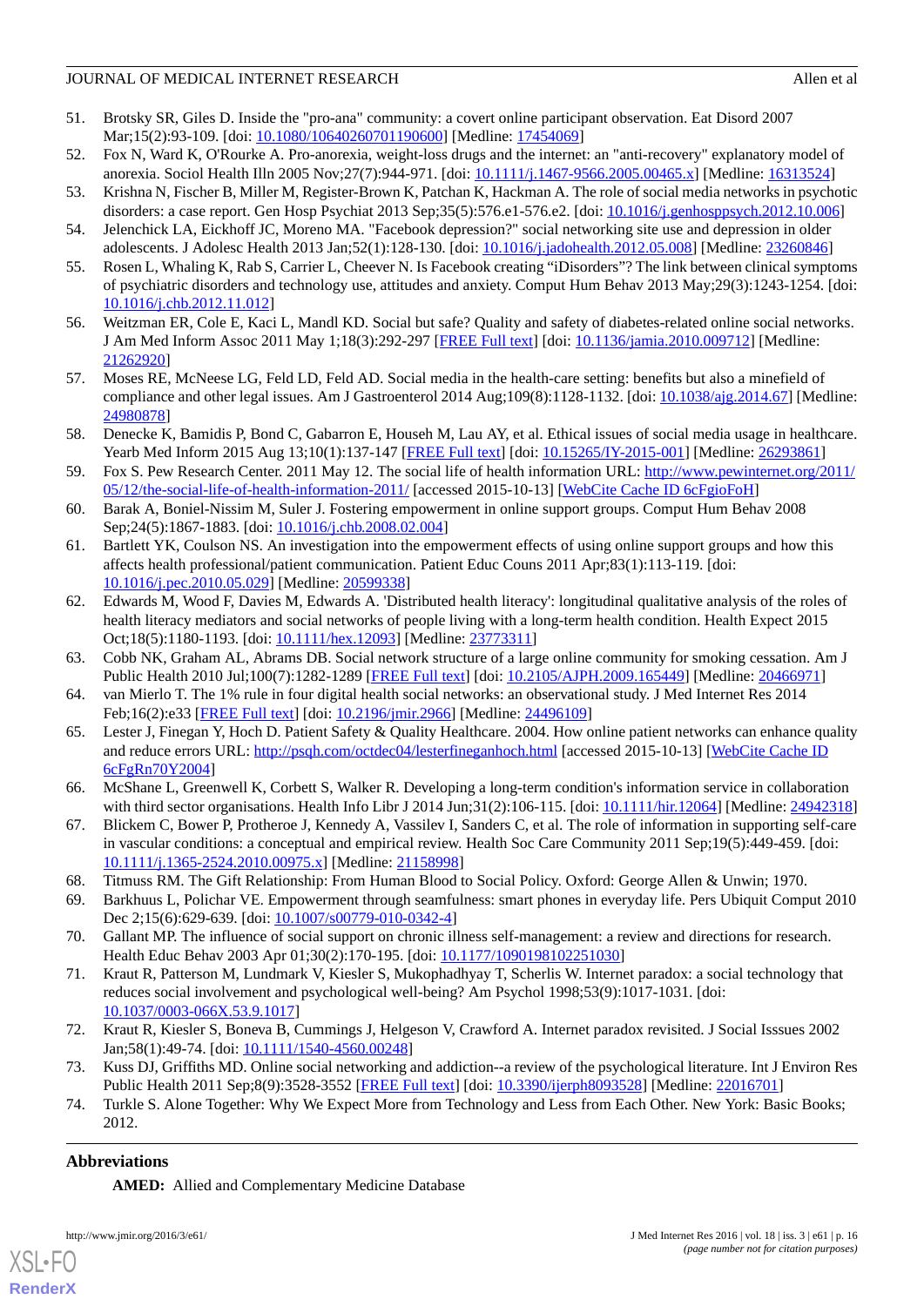51. Brotsky SR, Giles D. Inside the "pro-ana" community: a covert online participant observation. Eat Disord 2007 Mar;15(2):93-109. [doi: 10.1080/10640260701190600] [Medline: 17454069]
52. Fox N, Ward K, O'Rourke A. Pro-anorexia, weight-loss drugs and the internet: an "anti-recovery" explanatory model of anorexia. Sociol Health Illn 2005 Nov;27(7):944-971. [doi: 10.1111/j.1467-9566.2005.00465.x] [Medline: 16313524]
53. Krishna N, Fischer B, Miller M, Register-Brown K, Patchan K, Hackman A. The role of social media networks in psychotic disorders: a case report. Gen Hosp Psychiat 2013 Sep;35(5):576.e1-576.e2. [doi: 10.1016/j.genhosppsych.2012.10.006]
54. Jelenchick LA, Eickhoff JC, Moreno MA. "Facebook depression?" social networking site use and depression in older adolescents. J Adolesc Health 2013 Jan;52(1):128-130. [doi: 10.1016/j.jadohealth.2012.05.008] [Medline: 23260846]
55. Rosen L, Whaling K, Rab S, Carrier L, Cheever N. Is Facebook creating “iDisorders”? The link between clinical symptoms of psychiatric disorders and technology use, attitudes and anxiety. Comput Hum Behav 2013 May;29(3):1243-1254. [doi: 10.1016/j.chb.2012.11.012]
56. Weitzman ER, Cole E, Kaci L, Mandl KD. Social but safe? Quality and safety of diabetes-related online social networks. J Am Med Inform Assoc 2011 May 1;18(3):292-297 [FREE Full text] [doi: 10.1136/jamia.2010.009712] [Medline: 21262920]
57. Moses RE, McNeese LG, Feld LD, Feld AD. Social media in the health-care setting: benefits but also a minefield of compliance and other legal issues. Am J Gastroenterol 2014 Aug;109(8):1128-1132. [doi: 10.1038/ajg.2014.67] [Medline: 24980878]
58. Denecke K, Bamidis P, Bond C, Gabarron E, Househ M, Lau AY, et al. Ethical issues of social media usage in healthcare. Yearb Med Inform 2015 Aug 13;10(1):137-147 [FREE Full text] [doi: 10.15265/IY-2015-001] [Medline: 26293861]
59. Fox S. Pew Research Center. 2011 May 12. The social life of health information URL: http://www.pewinternet.org/2011/05/12/the-social-life-of-health-information-2011/ [accessed 2015-10-13] [WebCite Cache ID 6cFgioFoH]
60. Barak A, Boniel-Nissim M, Suler J. Fostering empowerment in online support groups. Comput Hum Behav 2008 Sep;24(5):1867-1883. [doi: 10.1016/j.chb.2008.02.004]
61. Bartlett YK, Coulson NS. An investigation into the empowerment effects of using online support groups and how this affects health professional/patient communication. Patient Educ Couns 2011 Apr;83(1):113-119. [doi: 10.1016/j.pec.2010.05.029] [Medline: 20599338]
62. Edwards M, Wood F, Davies M, Edwards A. 'Distributed health literacy': longitudinal qualitative analysis of the roles of health literacy mediators and social networks of people living with a long-term health condition. Health Expect 2015 Oct;18(5):1180-1193. [doi: 10.1111/hex.12093] [Medline: 23773311]
63. Cobb NK, Graham AL, Abrams DB. Social network structure of a large online community for smoking cessation. Am J Public Health 2010 Jul;100(7):1282-1289 [FREE Full text] [doi: 10.2105/AJPH.2009.165449] [Medline: 20466971]
64. van Mierlo T. The 1% rule in four digital health social networks: an observational study. J Med Internet Res 2014 Feb;16(2):e33 [FREE Full text] [doi: 10.2196/jmir.2966] [Medline: 24496109]
65. Lester J, Finegan Y, Hoch D. Patient Safety & Quality Healthcare. 2004. How online patient networks can enhance quality and reduce errors URL: http://psqh.com/octdec04/lesterfineganhoch.html [accessed 2015-10-13] [WebCite Cache ID 6cFgRn70Y2004]
66. McShane L, Greenwell K, Corbett S, Walker R. Developing a long-term condition's information service in collaboration with third sector organisations. Health Info Libr J 2014 Jun;31(2):106-115. [doi: 10.1111/hir.12064] [Medline: 24942318]
67. Blickem C, Bower P, Protheroe J, Kennedy A, Vassilev I, Sanders C, et al. The role of information in supporting self-care in vascular conditions: a conceptual and empirical review. Health Soc Care Community 2011 Sep;19(5):449-459. [doi: 10.1111/j.1365-2524.2010.00975.x] [Medline: 21158998]
68. Titmuss RM. The Gift Relationship: From Human Blood to Social Policy. Oxford: George Allen & Unwin; 1970.
69. Barkhuus L, Polichar VE. Empowerment through seamfulness: smart phones in everyday life. Pers Ubiquit Comput 2010 Dec 2;15(6):629-639. [doi: 10.1007/s00779-010-0342-4]
70. Gallant MP. The influence of social support on chronic illness self-management: a review and directions for research. Health Educ Behav 2003 Apr 01;30(2):170-195. [doi: 10.1177/1090198102251030]
71. Kraut R, Patterson M, Lundmark V, Kiesler S, Mukophadhyay T, Scherlis W. Internet paradox: a social technology that reduces social involvement and psychological well-being? Am Psychol 1998;53(9):1017-1031. [doi: 10.1037/0003-066X.53.9.1017]
72. Kraut R, Kiesler S, Boneva B, Cummings J, Helgeson V, Crawford A. Internet paradox revisited. J Social Isssues 2002 Jan;58(1):49-74. [doi: 10.1111/1540-4560.00248]
73. Kuss DJ, Griffiths MD. Online social networking and addiction--a review of the psychological literature. Int J Environ Res Public Health 2011 Sep;8(9):3528-3552 [FREE Full text] [doi: 10.3390/ijerph8093528] [Medline: 22016701]
74. Turkle S. Alone Together: Why We Expect More from Technology and Less from Each Other. New York: Basic Books; 2012.

## Abbreviations

**AMED:** Allied and Complementary Medicine Database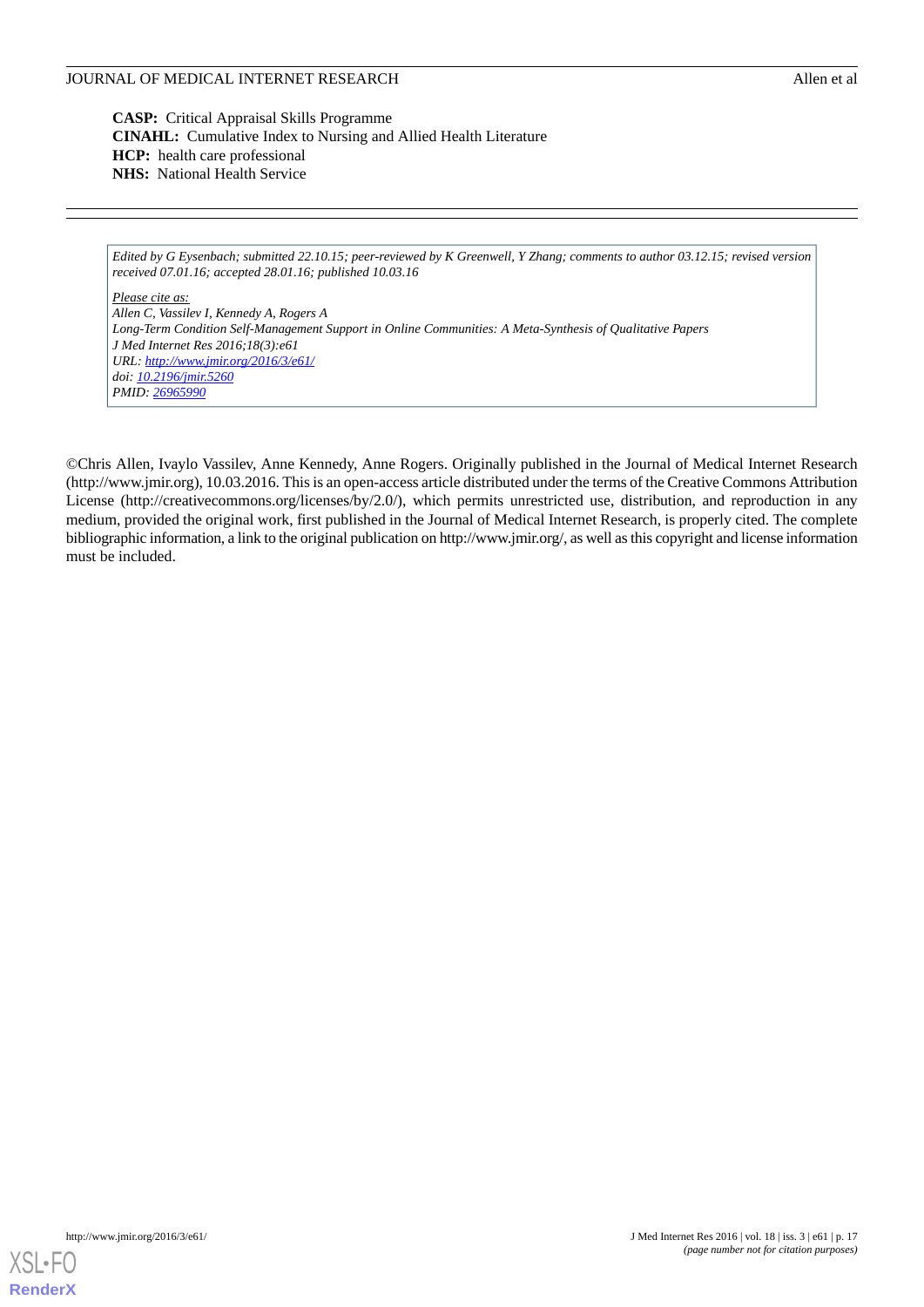**CASP:** Critical Appraisal Skills Programme
**CINAHL:** Cumulative Index to Nursing and Allied Health Literature
**HCP:** health care professional
**NHS:** National Health Service

---

*Edited by G Eysenbach; submitted 22.10.15; peer-reviewed by K Greenwell, Y Zhang; comments to author 03.12.15; revised version received 07.01.16; accepted 28.01.16; published 10.03.16*

*Please cite as:*
*Allen C, Vassilev I, Kennedy A, Rogers A*
*Long-Term Condition Self-Management Support in Online Communities: A Meta-Synthesis of Qualitative Papers*
*J Med Internet Res 2016;18(3):e61*
*URL: http://www.jmir.org/2016/3/e61/*
*doi: 10.2196/jmir.5260*
*PMID: 26965990*

©Chris Allen, Ivaylo Vassilev, Anne Kennedy, Anne Rogers. Originally published in the Journal of Medical Internet Research (http://www.jmir.org), 10.03.2016. This is an open-access article distributed under the terms of the Creative Commons Attribution License (http://creativecommons.org/licenses/by/2.0/), which permits unrestricted use, distribution, and reproduction in any medium, provided the original work, first published in the Journal of Medical Internet Research, is properly cited. The complete bibliographic information, a link to the original publication on http://www.jmir.org/, as well as this copyright and license information must be included.